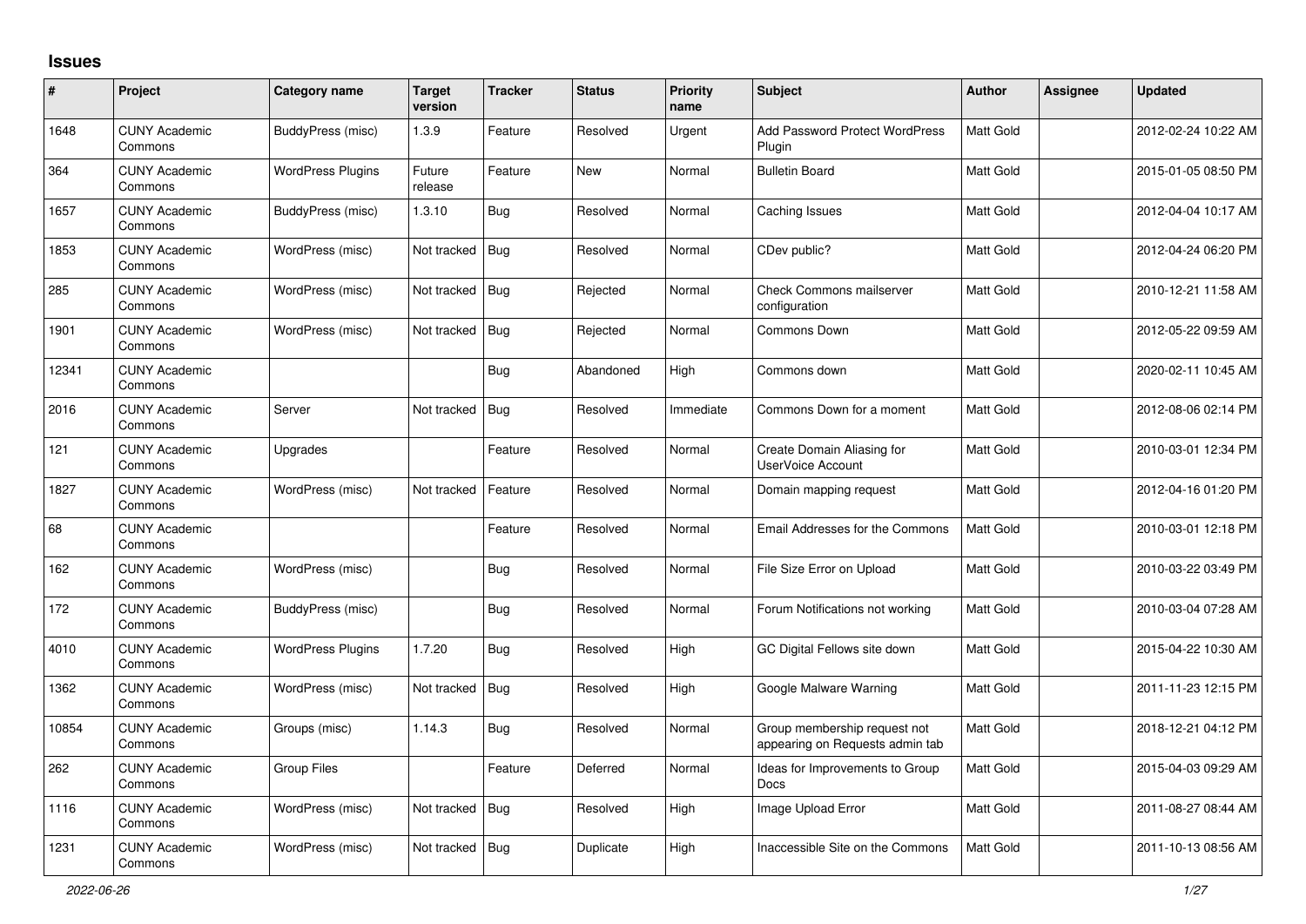# Issues

| # | Project | Category name | Target version | Tracker | Status | Priority name | Subject | Author | Assignee | Updated |
|---|---|---|---|---|---|---|---|---|---|---|
| 1648 | CUNY Academic Commons | BuddyPress (misc) | 1.3.9 | Feature | Resolved | Urgent | Add Password Protect WordPress Plugin | Matt Gold | | 2012-02-24 10:22 AM |
| 364 | CUNY Academic Commons | WordPress Plugins | Future release | Feature | New | Normal | Bulletin Board | Matt Gold | | 2015-01-05 08:50 PM |
| 1657 | CUNY Academic Commons | BuddyPress (misc) | 1.3.10 | Bug | Resolved | Normal | Caching Issues | Matt Gold | | 2012-04-04 10:17 AM |
| 1853 | CUNY Academic Commons | WordPress (misc) | Not tracked | Bug | Resolved | Normal | CDev public? | Matt Gold | | 2012-04-24 06:20 PM |
| 285 | CUNY Academic Commons | WordPress (misc) | Not tracked | Bug | Rejected | Normal | Check Commons mailserver configuration | Matt Gold | | 2010-12-21 11:58 AM |
| 1901 | CUNY Academic Commons | WordPress (misc) | Not tracked | Bug | Rejected | Normal | Commons Down | Matt Gold | | 2012-05-22 09:59 AM |
| 12341 | CUNY Academic Commons | | | Bug | Abandoned | High | Commons down | Matt Gold | | 2020-02-11 10:45 AM |
| 2016 | CUNY Academic Commons | Server | Not tracked | Bug | Resolved | Immediate | Commons Down for a moment | Matt Gold | | 2012-08-06 02:14 PM |
| 121 | CUNY Academic Commons | Upgrades | | Feature | Resolved | Normal | Create Domain Aliasing for UserVoice Account | Matt Gold | | 2010-03-01 12:34 PM |
| 1827 | CUNY Academic Commons | WordPress (misc) | Not tracked | Feature | Resolved | Normal | Domain mapping request | Matt Gold | | 2012-04-16 01:20 PM |
| 68 | CUNY Academic Commons | | | Feature | Resolved | Normal | Email Addresses for the Commons | Matt Gold | | 2010-03-01 12:18 PM |
| 162 | CUNY Academic Commons | WordPress (misc) | | Bug | Resolved | Normal | File Size Error on Upload | Matt Gold | | 2010-03-22 03:49 PM |
| 172 | CUNY Academic Commons | BuddyPress (misc) | | Bug | Resolved | Normal | Forum Notifications not working | Matt Gold | | 2010-03-04 07:28 AM |
| 4010 | CUNY Academic Commons | WordPress Plugins | 1.7.20 | Bug | Resolved | High | GC Digital Fellows site down | Matt Gold | | 2015-04-22 10:30 AM |
| 1362 | CUNY Academic Commons | WordPress (misc) | Not tracked | Bug | Resolved | High | Google Malware Warning | Matt Gold | | 2011-11-23 12:15 PM |
| 10854 | CUNY Academic Commons | Groups (misc) | 1.14.3 | Bug | Resolved | Normal | Group membership request not appearing on Requests admin tab | Matt Gold | | 2018-12-21 04:12 PM |
| 262 | CUNY Academic Commons | Group Files | | Feature | Deferred | Normal | Ideas for Improvements to Group Docs | Matt Gold | | 2015-04-03 09:29 AM |
| 1116 | CUNY Academic Commons | WordPress (misc) | Not tracked | Bug | Resolved | High | Image Upload Error | Matt Gold | | 2011-08-27 08:44 AM |
| 1231 | CUNY Academic Commons | WordPress (misc) | Not tracked | Bug | Duplicate | High | Inaccessible Site on the Commons | Matt Gold | | 2011-10-13 08:56 AM |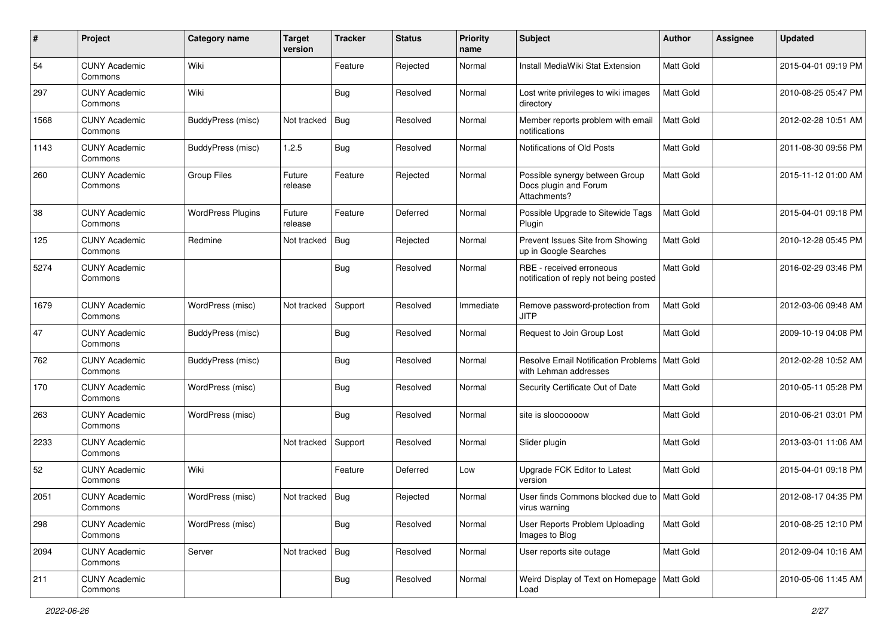| # | Project | Category name | Target version | Tracker | Status | Priority name | Subject | Author | Assignee | Updated |
|---|---|---|---|---|---|---|---|---|---|---|
| 54 | CUNY Academic Commons | Wiki | | Feature | Rejected | Normal | Install MediaWiki Stat Extension | Matt Gold | | 2015-04-01 09:19 PM |
| 297 | CUNY Academic Commons | Wiki | | Bug | Resolved | Normal | Lost write privileges to wiki images directory | Matt Gold | | 2010-08-25 05:47 PM |
| 1568 | CUNY Academic Commons | BuddyPress (misc) | Not tracked | Bug | Resolved | Normal | Member reports problem with email notifications | Matt Gold | | 2012-02-28 10:51 AM |
| 1143 | CUNY Academic Commons | BuddyPress (misc) | 1.2.5 | Bug | Resolved | Normal | Notifications of Old Posts | Matt Gold | | 2011-08-30 09:56 PM |
| 260 | CUNY Academic Commons | Group Files | Future release | Feature | Rejected | Normal | Possible synergy between Group Docs plugin and Forum Attachments? | Matt Gold | | 2015-11-12 01:00 AM |
| 38 | CUNY Academic Commons | WordPress Plugins | Future release | Feature | Deferred | Normal | Possible Upgrade to Sitewide Tags Plugin | Matt Gold | | 2015-04-01 09:18 PM |
| 125 | CUNY Academic Commons | Redmine | Not tracked | Bug | Rejected | Normal | Prevent Issues Site from Showing up in Google Searches | Matt Gold | | 2010-12-28 05:45 PM |
| 5274 | CUNY Academic Commons | | | Bug | Resolved | Normal | RBE - received erroneous notification of reply not being posted | Matt Gold | | 2016-02-29 03:46 PM |
| 1679 | CUNY Academic Commons | WordPress (misc) | Not tracked | Support | Resolved | Immediate | Remove password-protection from JITP | Matt Gold | | 2012-03-06 09:48 AM |
| 47 | CUNY Academic Commons | BuddyPress (misc) | | Bug | Resolved | Normal | Request to Join Group Lost | Matt Gold | | 2009-10-19 04:08 PM |
| 762 | CUNY Academic Commons | BuddyPress (misc) | | Bug | Resolved | Normal | Resolve Email Notification Problems with Lehman addresses | Matt Gold | | 2012-02-28 10:52 AM |
| 170 | CUNY Academic Commons | WordPress (misc) | | Bug | Resolved | Normal | Security Certificate Out of Date | Matt Gold | | 2010-05-11 05:28 PM |
| 263 | CUNY Academic Commons | WordPress (misc) | | Bug | Resolved | Normal | site is slooooooow | Matt Gold | | 2010-06-21 03:01 PM |
| 2233 | CUNY Academic Commons | | Not tracked | Support | Resolved | Normal | Slider plugin | Matt Gold | | 2013-03-01 11:06 AM |
| 52 | CUNY Academic Commons | Wiki | | Feature | Deferred | Low | Upgrade FCK Editor to Latest version | Matt Gold | | 2015-04-01 09:18 PM |
| 2051 | CUNY Academic Commons | WordPress (misc) | Not tracked | Bug | Rejected | Normal | User finds Commons blocked due to virus warning | Matt Gold | | 2012-08-17 04:35 PM |
| 298 | CUNY Academic Commons | WordPress (misc) | | Bug | Resolved | Normal | User Reports Problem Uploading Images to Blog | Matt Gold | | 2010-08-25 12:10 PM |
| 2094 | CUNY Academic Commons | Server | Not tracked | Bug | Resolved | Normal | User reports site outage | Matt Gold | | 2012-09-04 10:16 AM |
| 211 | CUNY Academic Commons | | | Bug | Resolved | Normal | Weird Display of Text on Homepage Load | Matt Gold | | 2010-05-06 11:45 AM |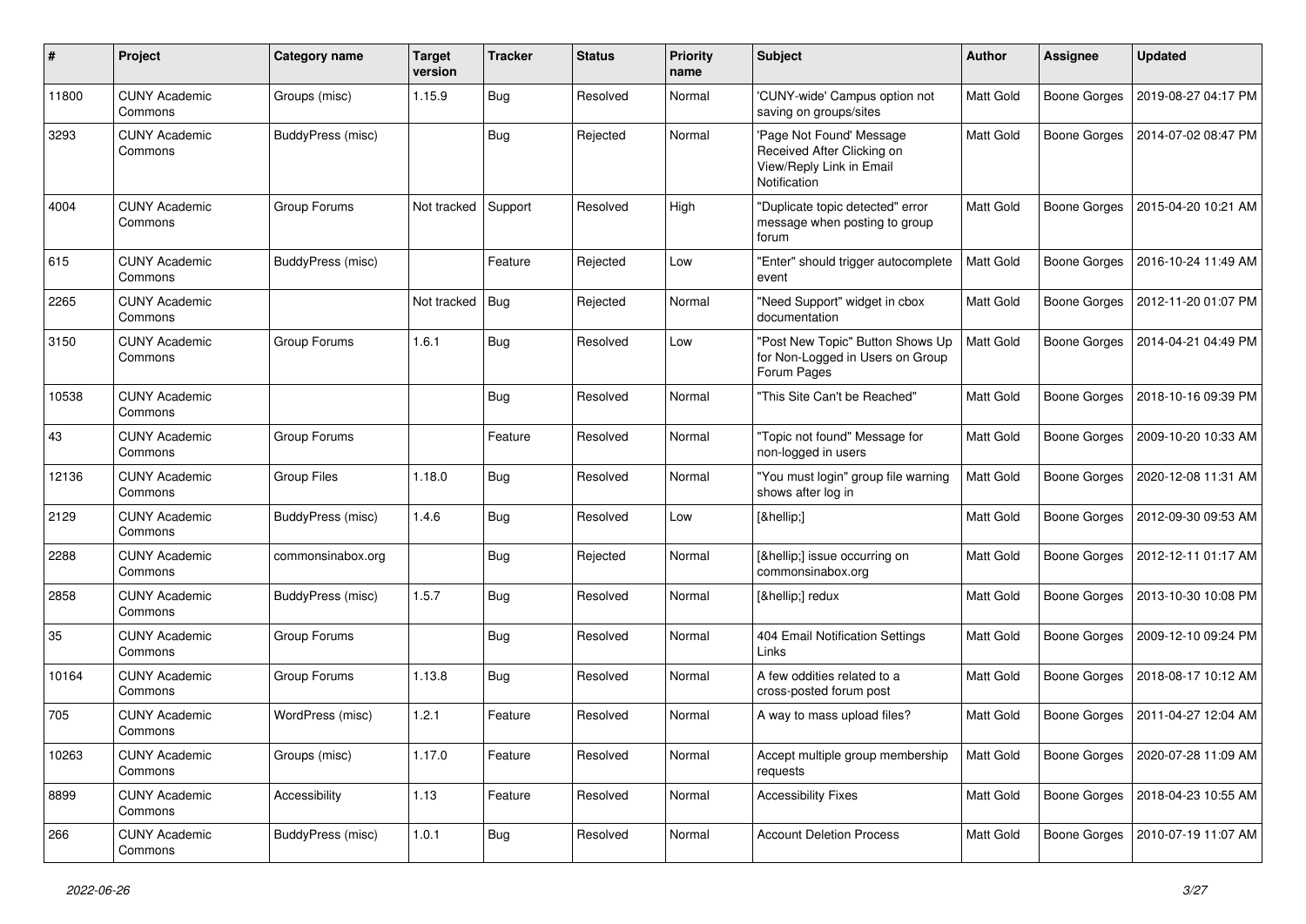| # | Project | Category name | Target version | Tracker | Status | Priority name | Subject | Author | Assignee | Updated |
|---|---|---|---|---|---|---|---|---|---|---|
| 11800 | CUNY Academic Commons | Groups (misc) | 1.15.9 | Bug | Resolved | Normal | 'CUNY-wide' Campus option not saving on groups/sites | Matt Gold | Boone Gorges | 2019-08-27 04:17 PM |
| 3293 | CUNY Academic Commons | BuddyPress (misc) | | Bug | Rejected | Normal | 'Page Not Found' Message Received After Clicking on View/Reply Link in Email Notification | Matt Gold | Boone Gorges | 2014-07-02 08:47 PM |
| 4004 | CUNY Academic Commons | Group Forums | Not tracked | Support | Resolved | High | "Duplicate topic detected" error message when posting to group forum | Matt Gold | Boone Gorges | 2015-04-20 10:21 AM |
| 615 | CUNY Academic Commons | BuddyPress (misc) | | Feature | Rejected | Low | "Enter" should trigger autocomplete event | Matt Gold | Boone Gorges | 2016-10-24 11:49 AM |
| 2265 | CUNY Academic Commons | | Not tracked | Bug | Rejected | Normal | "Need Support" widget in cbox documentation | Matt Gold | Boone Gorges | 2012-11-20 01:07 PM |
| 3150 | CUNY Academic Commons | Group Forums | 1.6.1 | Bug | Resolved | Low | "Post New Topic" Button Shows Up for Non-Logged in Users on Group Forum Pages | Matt Gold | Boone Gorges | 2014-04-21 04:49 PM |
| 10538 | CUNY Academic Commons | | | Bug | Resolved | Normal | "This Site Can't be Reached" | Matt Gold | Boone Gorges | 2018-10-16 09:39 PM |
| 43 | CUNY Academic Commons | Group Forums | | Feature | Resolved | Normal | "Topic not found" Message for non-logged in users | Matt Gold | Boone Gorges | 2009-10-20 10:33 AM |
| 12136 | CUNY Academic Commons | Group Files | 1.18.0 | Bug | Resolved | Normal | "You must login" group file warning shows after log in | Matt Gold | Boone Gorges | 2020-12-08 11:31 AM |
| 2129 | CUNY Academic Commons | BuddyPress (misc) | 1.4.6 | Bug | Resolved | Low | [&hellip;] | Matt Gold | Boone Gorges | 2012-09-30 09:53 AM |
| 2288 | CUNY Academic Commons | commonsinabox.org | | Bug | Rejected | Normal | [&hellip;] issue occurring on commonsinabox.org | Matt Gold | Boone Gorges | 2012-12-11 01:17 AM |
| 2858 | CUNY Academic Commons | BuddyPress (misc) | 1.5.7 | Bug | Resolved | Normal | [&hellip;] redux | Matt Gold | Boone Gorges | 2013-10-30 10:08 PM |
| 35 | CUNY Academic Commons | Group Forums | | Bug | Resolved | Normal | 404 Email Notification Settings Links | Matt Gold | Boone Gorges | 2009-12-10 09:24 PM |
| 10164 | CUNY Academic Commons | Group Forums | 1.13.8 | Bug | Resolved | Normal | A few oddities related to a cross-posted forum post | Matt Gold | Boone Gorges | 2018-08-17 10:12 AM |
| 705 | CUNY Academic Commons | WordPress (misc) | 1.2.1 | Feature | Resolved | Normal | A way to mass upload files? | Matt Gold | Boone Gorges | 2011-04-27 12:04 AM |
| 10263 | CUNY Academic Commons | Groups (misc) | 1.17.0 | Feature | Resolved | Normal | Accept multiple group membership requests | Matt Gold | Boone Gorges | 2020-07-28 11:09 AM |
| 8899 | CUNY Academic Commons | Accessibility | 1.13 | Feature | Resolved | Normal | Accessibility Fixes | Matt Gold | Boone Gorges | 2018-04-23 10:55 AM |
| 266 | CUNY Academic Commons | BuddyPress (misc) | 1.0.1 | Bug | Resolved | Normal | Account Deletion Process | Matt Gold | Boone Gorges | 2010-07-19 11:07 AM |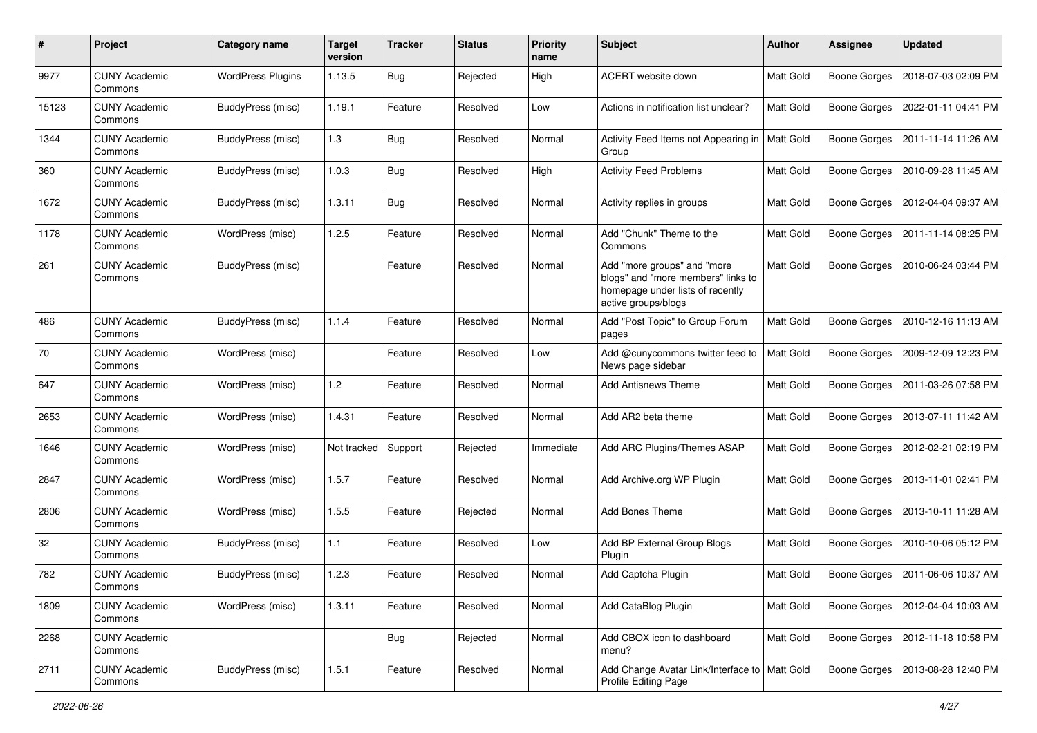| # | Project | Category name | Target version | Tracker | Status | Priority name | Subject | Author | Assignee | Updated |
|---|---|---|---|---|---|---|---|---|---|---|
| 9977 | CUNY Academic Commons | WordPress Plugins | 1.13.5 | Bug | Rejected | High | ACERT website down | Matt Gold | Boone Gorges | 2018-07-03 02:09 PM |
| 15123 | CUNY Academic Commons | BuddyPress (misc) | 1.19.1 | Feature | Resolved | Low | Actions in notification list unclear? | Matt Gold | Boone Gorges | 2022-01-11 04:41 PM |
| 1344 | CUNY Academic Commons | BuddyPress (misc) | 1.3 | Bug | Resolved | Normal | Activity Feed Items not Appearing in Group | Matt Gold | Boone Gorges | 2011-11-14 11:26 AM |
| 360 | CUNY Academic Commons | BuddyPress (misc) | 1.0.3 | Bug | Resolved | High | Activity Feed Problems | Matt Gold | Boone Gorges | 2010-09-28 11:45 AM |
| 1672 | CUNY Academic Commons | BuddyPress (misc) | 1.3.11 | Bug | Resolved | Normal | Activity replies in groups | Matt Gold | Boone Gorges | 2012-04-04 09:37 AM |
| 1178 | CUNY Academic Commons | WordPress (misc) | 1.2.5 | Feature | Resolved | Normal | Add "Chunk" Theme to the Commons | Matt Gold | Boone Gorges | 2011-11-14 08:25 PM |
| 261 | CUNY Academic Commons | BuddyPress (misc) | | Feature | Resolved | Normal | Add "more groups" and "more blogs" and "more members" links to homepage under lists of recently active groups/blogs | Matt Gold | Boone Gorges | 2010-06-24 03:44 PM |
| 486 | CUNY Academic Commons | BuddyPress (misc) | 1.1.4 | Feature | Resolved | Normal | Add "Post Topic" to Group Forum pages | Matt Gold | Boone Gorges | 2010-12-16 11:13 AM |
| 70 | CUNY Academic Commons | WordPress (misc) | | Feature | Resolved | Low | Add @cunycommons twitter feed to News page sidebar | Matt Gold | Boone Gorges | 2009-12-09 12:23 PM |
| 647 | CUNY Academic Commons | WordPress (misc) | 1.2 | Feature | Resolved | Normal | Add Antisnews Theme | Matt Gold | Boone Gorges | 2011-03-26 07:58 PM |
| 2653 | CUNY Academic Commons | WordPress (misc) | 1.4.31 | Feature | Resolved | Normal | Add AR2 beta theme | Matt Gold | Boone Gorges | 2013-07-11 11:42 AM |
| 1646 | CUNY Academic Commons | WordPress (misc) | Not tracked | Support | Rejected | Immediate | Add ARC Plugins/Themes ASAP | Matt Gold | Boone Gorges | 2012-02-21 02:19 PM |
| 2847 | CUNY Academic Commons | WordPress (misc) | 1.5.7 | Feature | Resolved | Normal | Add Archive.org WP Plugin | Matt Gold | Boone Gorges | 2013-11-01 02:41 PM |
| 2806 | CUNY Academic Commons | WordPress (misc) | 1.5.5 | Feature | Rejected | Normal | Add Bones Theme | Matt Gold | Boone Gorges | 2013-10-11 11:28 AM |
| 32 | CUNY Academic Commons | BuddyPress (misc) | 1.1 | Feature | Resolved | Low | Add BP External Group Blogs Plugin | Matt Gold | Boone Gorges | 2010-10-06 05:12 PM |
| 782 | CUNY Academic Commons | BuddyPress (misc) | 1.2.3 | Feature | Resolved | Normal | Add Captcha Plugin | Matt Gold | Boone Gorges | 2011-06-06 10:37 AM |
| 1809 | CUNY Academic Commons | WordPress (misc) | 1.3.11 | Feature | Resolved | Normal | Add CataBlog Plugin | Matt Gold | Boone Gorges | 2012-04-04 10:03 AM |
| 2268 | CUNY Academic Commons | | | Bug | Rejected | Normal | Add CBOX icon to dashboard menu? | Matt Gold | Boone Gorges | 2012-11-18 10:58 PM |
| 2711 | CUNY Academic Commons | BuddyPress (misc) | 1.5.1 | Feature | Resolved | Normal | Add Change Avatar Link/Interface to Profile Editing Page | Matt Gold | Boone Gorges | 2013-08-28 12:40 PM |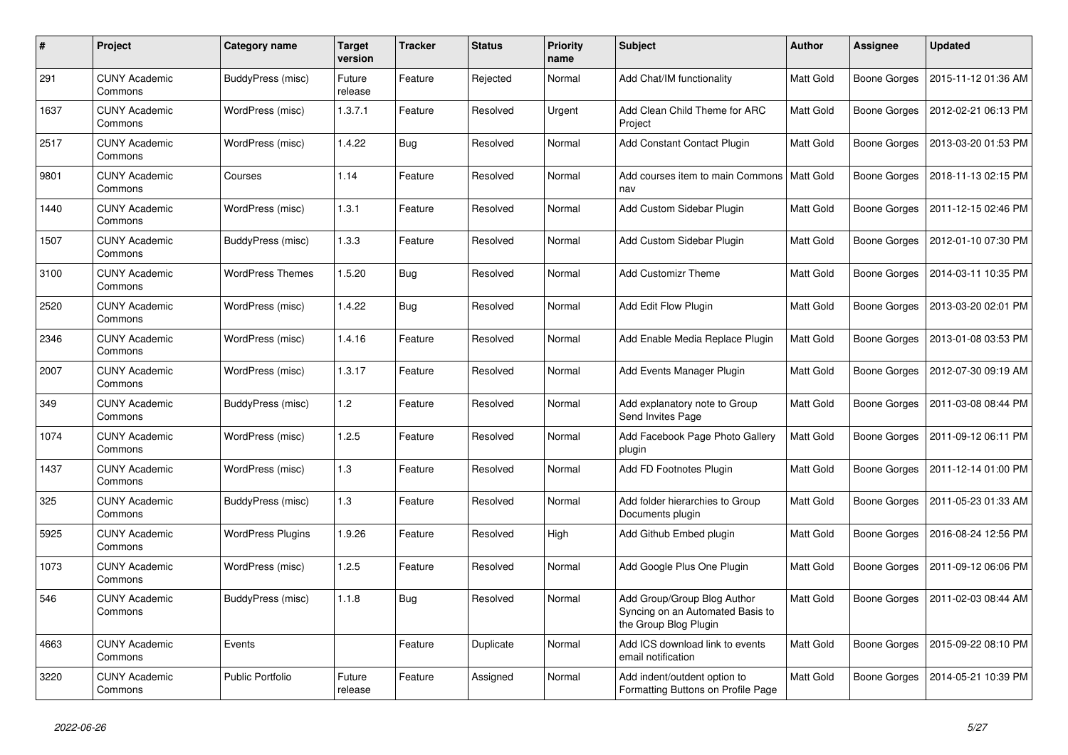| # | Project | Category name | Target version | Tracker | Status | Priority name | Subject | Author | Assignee | Updated |
|---|---|---|---|---|---|---|---|---|---|---|
| 291 | CUNY Academic Commons | BuddyPress (misc) | Future release | Feature | Rejected | Normal | Add Chat/IM functionality | Matt Gold | Boone Gorges | 2015-11-12 01:36 AM |
| 1637 | CUNY Academic Commons | WordPress (misc) | 1.3.7.1 | Feature | Resolved | Urgent | Add Clean Child Theme for ARC Project | Matt Gold | Boone Gorges | 2012-02-21 06:13 PM |
| 2517 | CUNY Academic Commons | WordPress (misc) | 1.4.22 | Bug | Resolved | Normal | Add Constant Contact Plugin | Matt Gold | Boone Gorges | 2013-03-20 01:53 PM |
| 9801 | CUNY Academic Commons | Courses | 1.14 | Feature | Resolved | Normal | Add courses item to main Commons nav | Matt Gold | Boone Gorges | 2018-11-13 02:15 PM |
| 1440 | CUNY Academic Commons | WordPress (misc) | 1.3.1 | Feature | Resolved | Normal | Add Custom Sidebar Plugin | Matt Gold | Boone Gorges | 2011-12-15 02:46 PM |
| 1507 | CUNY Academic Commons | BuddyPress (misc) | 1.3.3 | Feature | Resolved | Normal | Add Custom Sidebar Plugin | Matt Gold | Boone Gorges | 2012-01-10 07:30 PM |
| 3100 | CUNY Academic Commons | WordPress Themes | 1.5.20 | Bug | Resolved | Normal | Add Customizr Theme | Matt Gold | Boone Gorges | 2014-03-11 10:35 PM |
| 2520 | CUNY Academic Commons | WordPress (misc) | 1.4.22 | Bug | Resolved | Normal | Add Edit Flow Plugin | Matt Gold | Boone Gorges | 2013-03-20 02:01 PM |
| 2346 | CUNY Academic Commons | WordPress (misc) | 1.4.16 | Feature | Resolved | Normal | Add Enable Media Replace Plugin | Matt Gold | Boone Gorges | 2013-01-08 03:53 PM |
| 2007 | CUNY Academic Commons | WordPress (misc) | 1.3.17 | Feature | Resolved | Normal | Add Events Manager Plugin | Matt Gold | Boone Gorges | 2012-07-30 09:19 AM |
| 349 | CUNY Academic Commons | BuddyPress (misc) | 1.2 | Feature | Resolved | Normal | Add explanatory note to Group Send Invites Page | Matt Gold | Boone Gorges | 2011-03-08 08:44 PM |
| 1074 | CUNY Academic Commons | WordPress (misc) | 1.2.5 | Feature | Resolved | Normal | Add Facebook Page Photo Gallery plugin | Matt Gold | Boone Gorges | 2011-09-12 06:11 PM |
| 1437 | CUNY Academic Commons | WordPress (misc) | 1.3 | Feature | Resolved | Normal | Add FD Footnotes Plugin | Matt Gold | Boone Gorges | 2011-12-14 01:00 PM |
| 325 | CUNY Academic Commons | BuddyPress (misc) | 1.3 | Feature | Resolved | Normal | Add folder hierarchies to Group Documents plugin | Matt Gold | Boone Gorges | 2011-05-23 01:33 AM |
| 5925 | CUNY Academic Commons | WordPress Plugins | 1.9.26 | Feature | Resolved | High | Add Github Embed plugin | Matt Gold | Boone Gorges | 2016-08-24 12:56 PM |
| 1073 | CUNY Academic Commons | WordPress (misc) | 1.2.5 | Feature | Resolved | Normal | Add Google Plus One Plugin | Matt Gold | Boone Gorges | 2011-09-12 06:06 PM |
| 546 | CUNY Academic Commons | BuddyPress (misc) | 1.1.8 | Bug | Resolved | Normal | Add Group/Group Blog Author Syncing on an Automated Basis to the Group Blog Plugin | Matt Gold | Boone Gorges | 2011-02-03 08:44 AM |
| 4663 | CUNY Academic Commons | Events | | Feature | Duplicate | Normal | Add ICS download link to events email notification | Matt Gold | Boone Gorges | 2015-09-22 08:10 PM |
| 3220 | CUNY Academic Commons | Public Portfolio | Future release | Feature | Assigned | Normal | Add indent/outdent option to Formatting Buttons on Profile Page | Matt Gold | Boone Gorges | 2014-05-21 10:39 PM |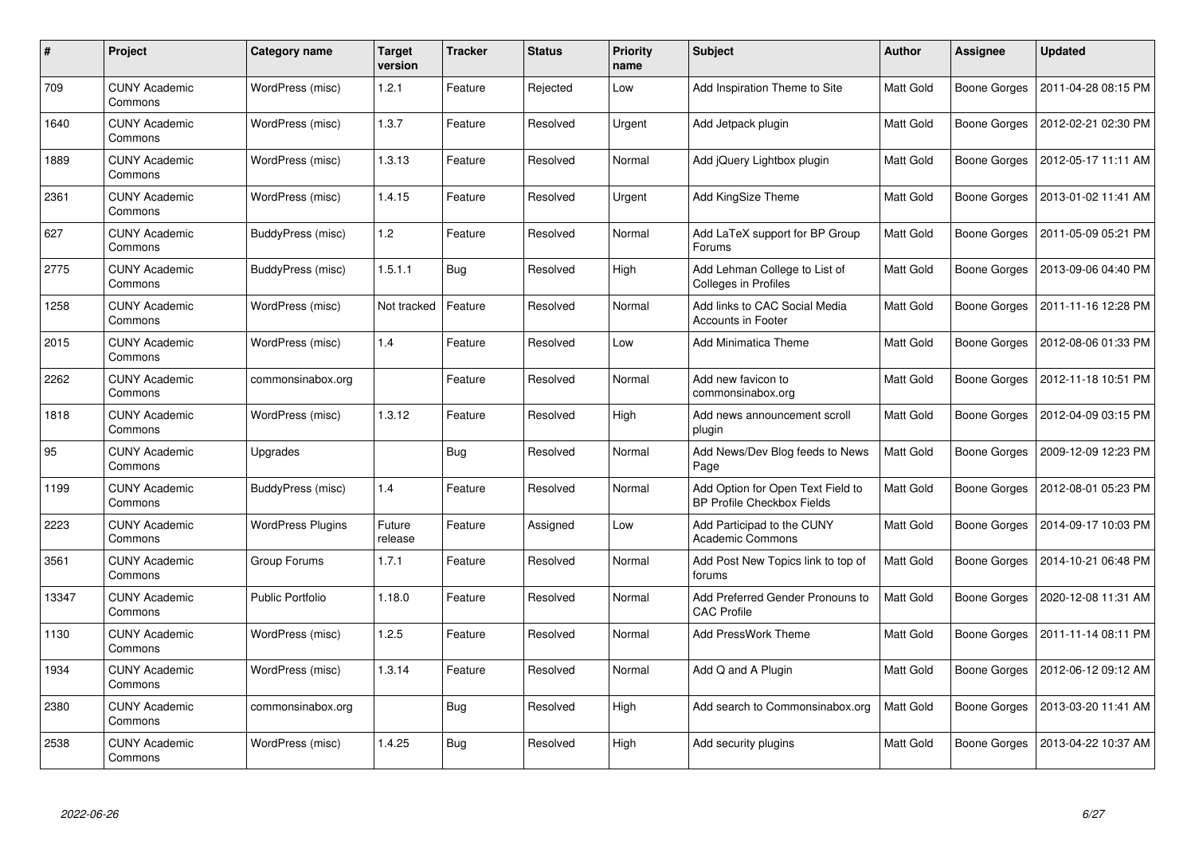| # | Project | Category name | Target version | Tracker | Status | Priority name | Subject | Author | Assignee | Updated |
|---|---|---|---|---|---|---|---|---|---|---|
| 709 | CUNY Academic Commons | WordPress (misc) | 1.2.1 | Feature | Rejected | Low | Add Inspiration Theme to Site | Matt Gold | Boone Gorges | 2011-04-28 08:15 PM |
| 1640 | CUNY Academic Commons | WordPress (misc) | 1.3.7 | Feature | Resolved | Urgent | Add Jetpack plugin | Matt Gold | Boone Gorges | 2012-02-21 02:30 PM |
| 1889 | CUNY Academic Commons | WordPress (misc) | 1.3.13 | Feature | Resolved | Normal | Add jQuery Lightbox plugin | Matt Gold | Boone Gorges | 2012-05-17 11:11 AM |
| 2361 | CUNY Academic Commons | WordPress (misc) | 1.4.15 | Feature | Resolved | Urgent | Add KingSize Theme | Matt Gold | Boone Gorges | 2013-01-02 11:41 AM |
| 627 | CUNY Academic Commons | BuddyPress (misc) | 1.2 | Feature | Resolved | Normal | Add LaTeX support for BP Group Forums | Matt Gold | Boone Gorges | 2011-05-09 05:21 PM |
| 2775 | CUNY Academic Commons | BuddyPress (misc) | 1.5.1.1 | Bug | Resolved | High | Add Lehman College to List of Colleges in Profiles | Matt Gold | Boone Gorges | 2013-09-06 04:40 PM |
| 1258 | CUNY Academic Commons | WordPress (misc) | Not tracked | Feature | Resolved | Normal | Add links to CAC Social Media Accounts in Footer | Matt Gold | Boone Gorges | 2011-11-16 12:28 PM |
| 2015 | CUNY Academic Commons | WordPress (misc) | 1.4 | Feature | Resolved | Low | Add Minimatica Theme | Matt Gold | Boone Gorges | 2012-08-06 01:33 PM |
| 2262 | CUNY Academic Commons | commonsinabox.org | | Feature | Resolved | Normal | Add new favicon to commonsinabox.org | Matt Gold | Boone Gorges | 2012-11-18 10:51 PM |
| 1818 | CUNY Academic Commons | WordPress (misc) | 1.3.12 | Feature | Resolved | High | Add news announcement scroll plugin | Matt Gold | Boone Gorges | 2012-04-09 03:15 PM |
| 95 | CUNY Academic Commons | Upgrades | | Bug | Resolved | Normal | Add News/Dev Blog feeds to News Page | Matt Gold | Boone Gorges | 2009-12-09 12:23 PM |
| 1199 | CUNY Academic Commons | BuddyPress (misc) | 1.4 | Feature | Resolved | Normal | Add Option for Open Text Field to BP Profile Checkbox Fields | Matt Gold | Boone Gorges | 2012-08-01 05:23 PM |
| 2223 | CUNY Academic Commons | WordPress Plugins | Future release | Feature | Assigned | Low | Add Participad to the CUNY Academic Commons | Matt Gold | Boone Gorges | 2014-09-17 10:03 PM |
| 3561 | CUNY Academic Commons | Group Forums | 1.7.1 | Feature | Resolved | Normal | Add Post New Topics link to top of forums | Matt Gold | Boone Gorges | 2014-10-21 06:48 PM |
| 13347 | CUNY Academic Commons | Public Portfolio | 1.18.0 | Feature | Resolved | Normal | Add Preferred Gender Pronouns to CAC Profile | Matt Gold | Boone Gorges | 2020-12-08 11:31 AM |
| 1130 | CUNY Academic Commons | WordPress (misc) | 1.2.5 | Feature | Resolved | Normal | Add PressWork Theme | Matt Gold | Boone Gorges | 2011-11-14 08:11 PM |
| 1934 | CUNY Academic Commons | WordPress (misc) | 1.3.14 | Feature | Resolved | Normal | Add Q and A Plugin | Matt Gold | Boone Gorges | 2012-06-12 09:12 AM |
| 2380 | CUNY Academic Commons | commonsinabox.org | | Bug | Resolved | High | Add search to Commonsinabox.org | Matt Gold | Boone Gorges | 2013-03-20 11:41 AM |
| 2538 | CUNY Academic Commons | WordPress (misc) | 1.4.25 | Bug | Resolved | High | Add security plugins | Matt Gold | Boone Gorges | 2013-04-22 10:37 AM |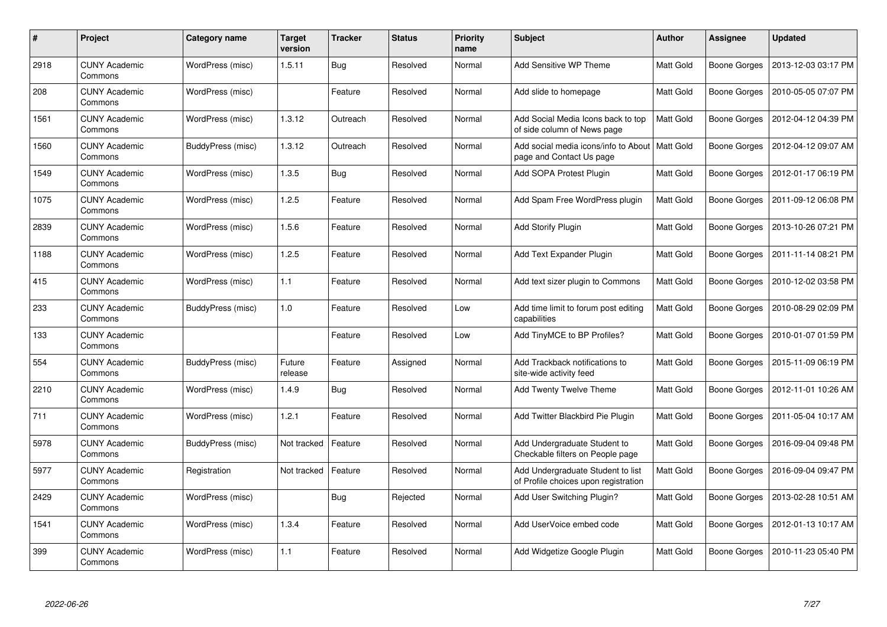| # | Project | Category name | Target version | Tracker | Status | Priority name | Subject | Author | Assignee | Updated |
|---|---|---|---|---|---|---|---|---|---|---|
| 2918 | CUNY Academic Commons | WordPress (misc) | 1.5.11 | Bug | Resolved | Normal | Add Sensitive WP Theme | Matt Gold | Boone Gorges | 2013-12-03 03:17 PM |
| 208 | CUNY Academic Commons | WordPress (misc) | | Feature | Resolved | Normal | Add slide to homepage | Matt Gold | Boone Gorges | 2010-05-05 07:07 PM |
| 1561 | CUNY Academic Commons | WordPress (misc) | 1.3.12 | Outreach | Resolved | Normal | Add Social Media Icons back to top of side column of News page | Matt Gold | Boone Gorges | 2012-04-12 04:39 PM |
| 1560 | CUNY Academic Commons | BuddyPress (misc) | 1.3.12 | Outreach | Resolved | Normal | Add social media icons/info to About page and Contact Us page | Matt Gold | Boone Gorges | 2012-04-12 09:07 AM |
| 1549 | CUNY Academic Commons | WordPress (misc) | 1.3.5 | Bug | Resolved | Normal | Add SOPA Protest Plugin | Matt Gold | Boone Gorges | 2012-01-17 06:19 PM |
| 1075 | CUNY Academic Commons | WordPress (misc) | 1.2.5 | Feature | Resolved | Normal | Add Spam Free WordPress plugin | Matt Gold | Boone Gorges | 2011-09-12 06:08 PM |
| 2839 | CUNY Academic Commons | WordPress (misc) | 1.5.6 | Feature | Resolved | Normal | Add Storify Plugin | Matt Gold | Boone Gorges | 2013-10-26 07:21 PM |
| 1188 | CUNY Academic Commons | WordPress (misc) | 1.2.5 | Feature | Resolved | Normal | Add Text Expander Plugin | Matt Gold | Boone Gorges | 2011-11-14 08:21 PM |
| 415 | CUNY Academic Commons | WordPress (misc) | 1.1 | Feature | Resolved | Normal | Add text sizer plugin to Commons | Matt Gold | Boone Gorges | 2010-12-02 03:58 PM |
| 233 | CUNY Academic Commons | BuddyPress (misc) | 1.0 | Feature | Resolved | Low | Add time limit to forum post editing capabilities | Matt Gold | Boone Gorges | 2010-08-29 02:09 PM |
| 133 | CUNY Academic Commons | | | Feature | Resolved | Low | Add TinyMCE to BP Profiles? | Matt Gold | Boone Gorges | 2010-01-07 01:59 PM |
| 554 | CUNY Academic Commons | BuddyPress (misc) | Future release | Feature | Assigned | Normal | Add Trackback notifications to site-wide activity feed | Matt Gold | Boone Gorges | 2015-11-09 06:19 PM |
| 2210 | CUNY Academic Commons | WordPress (misc) | 1.4.9 | Bug | Resolved | Normal | Add Twenty Twelve Theme | Matt Gold | Boone Gorges | 2012-11-01 10:26 AM |
| 711 | CUNY Academic Commons | WordPress (misc) | 1.2.1 | Feature | Resolved | Normal | Add Twitter Blackbird Pie Plugin | Matt Gold | Boone Gorges | 2011-05-04 10:17 AM |
| 5978 | CUNY Academic Commons | BuddyPress (misc) | Not tracked | Feature | Resolved | Normal | Add Undergraduate Student to Checkable filters on People page | Matt Gold | Boone Gorges | 2016-09-04 09:48 PM |
| 5977 | CUNY Academic Commons | Registration | Not tracked | Feature | Resolved | Normal | Add Undergraduate Student to list of Profile choices upon registration | Matt Gold | Boone Gorges | 2016-09-04 09:47 PM |
| 2429 | CUNY Academic Commons | WordPress (misc) | | Bug | Rejected | Normal | Add User Switching Plugin? | Matt Gold | Boone Gorges | 2013-02-28 10:51 AM |
| 1541 | CUNY Academic Commons | WordPress (misc) | 1.3.4 | Feature | Resolved | Normal | Add UserVoice embed code | Matt Gold | Boone Gorges | 2012-01-13 10:17 AM |
| 399 | CUNY Academic Commons | WordPress (misc) | 1.1 | Feature | Resolved | Normal | Add Widgetize Google Plugin | Matt Gold | Boone Gorges | 2010-11-23 05:40 PM |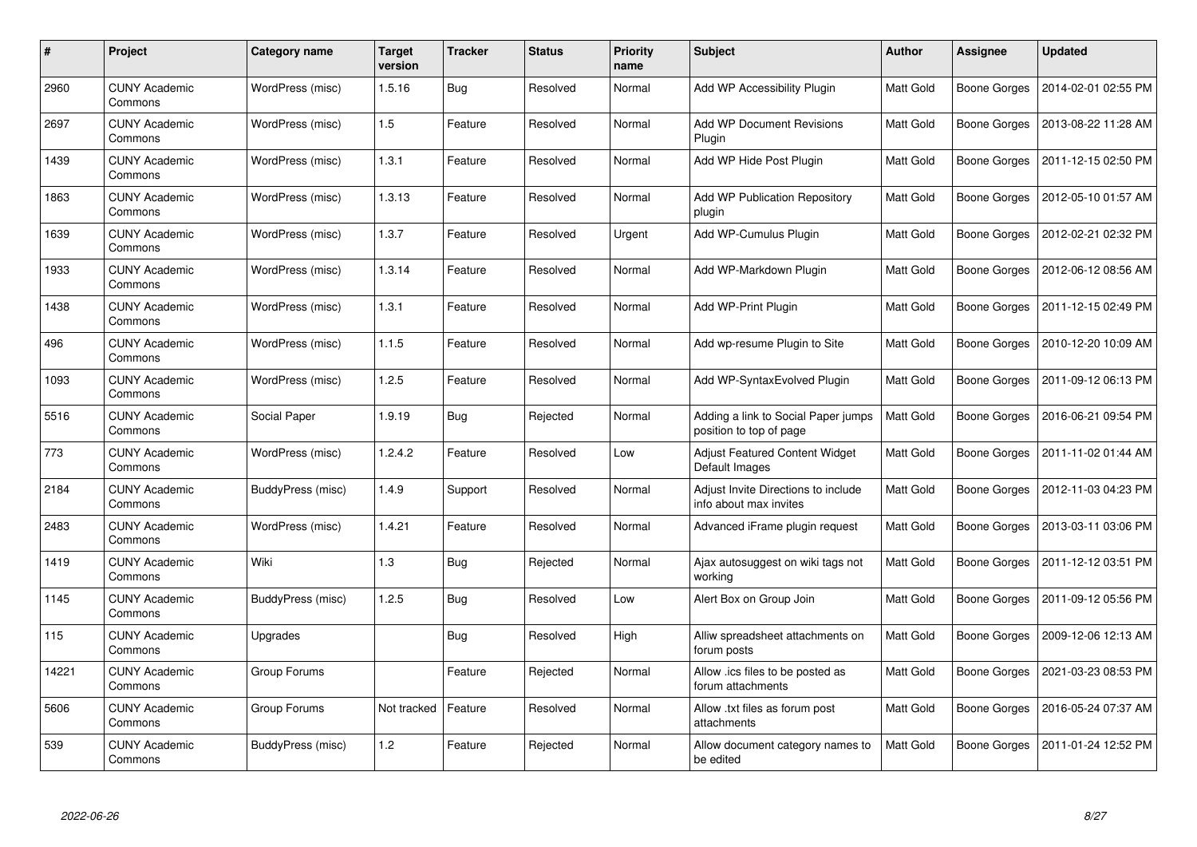| # | Project | Category name | Target version | Tracker | Status | Priority name | Subject | Author | Assignee | Updated |
|---|---|---|---|---|---|---|---|---|---|---|
| 2960 | CUNY Academic Commons | WordPress (misc) | 1.5.16 | Bug | Resolved | Normal | Add WP Accessibility Plugin | Matt Gold | Boone Gorges | 2014-02-01 02:55 PM |
| 2697 | CUNY Academic Commons | WordPress (misc) | 1.5 | Feature | Resolved | Normal | Add WP Document Revisions Plugin | Matt Gold | Boone Gorges | 2013-08-22 11:28 AM |
| 1439 | CUNY Academic Commons | WordPress (misc) | 1.3.1 | Feature | Resolved | Normal | Add WP Hide Post Plugin | Matt Gold | Boone Gorges | 2011-12-15 02:50 PM |
| 1863 | CUNY Academic Commons | WordPress (misc) | 1.3.13 | Feature | Resolved | Normal | Add WP Publication Repository plugin | Matt Gold | Boone Gorges | 2012-05-10 01:57 AM |
| 1639 | CUNY Academic Commons | WordPress (misc) | 1.3.7 | Feature | Resolved | Urgent | Add WP-Cumulus Plugin | Matt Gold | Boone Gorges | 2012-02-21 02:32 PM |
| 1933 | CUNY Academic Commons | WordPress (misc) | 1.3.14 | Feature | Resolved | Normal | Add WP-Markdown Plugin | Matt Gold | Boone Gorges | 2012-06-12 08:56 AM |
| 1438 | CUNY Academic Commons | WordPress (misc) | 1.3.1 | Feature | Resolved | Normal | Add WP-Print Plugin | Matt Gold | Boone Gorges | 2011-12-15 02:49 PM |
| 496 | CUNY Academic Commons | WordPress (misc) | 1.1.5 | Feature | Resolved | Normal | Add wp-resume Plugin to Site | Matt Gold | Boone Gorges | 2010-12-20 10:09 AM |
| 1093 | CUNY Academic Commons | WordPress (misc) | 1.2.5 | Feature | Resolved | Normal | Add WP-SyntaxEvolved Plugin | Matt Gold | Boone Gorges | 2011-09-12 06:13 PM |
| 5516 | CUNY Academic Commons | Social Paper | 1.9.19 | Bug | Rejected | Normal | Adding a link to Social Paper jumps position to top of page | Matt Gold | Boone Gorges | 2016-06-21 09:54 PM |
| 773 | CUNY Academic Commons | WordPress (misc) | 1.2.4.2 | Feature | Resolved | Low | Adjust Featured Content Widget Default Images | Matt Gold | Boone Gorges | 2011-11-02 01:44 AM |
| 2184 | CUNY Academic Commons | BuddyPress (misc) | 1.4.9 | Support | Resolved | Normal | Adjust Invite Directions to include info about max invites | Matt Gold | Boone Gorges | 2012-11-03 04:23 PM |
| 2483 | CUNY Academic Commons | WordPress (misc) | 1.4.21 | Feature | Resolved | Normal | Advanced iFrame plugin request | Matt Gold | Boone Gorges | 2013-03-11 03:06 PM |
| 1419 | CUNY Academic Commons | Wiki | 1.3 | Bug | Rejected | Normal | Ajax autosuggest on wiki tags not working | Matt Gold | Boone Gorges | 2011-12-12 03:51 PM |
| 1145 | CUNY Academic Commons | BuddyPress (misc) | 1.2.5 | Bug | Resolved | Low | Alert Box on Group Join | Matt Gold | Boone Gorges | 2011-09-12 05:56 PM |
| 115 | CUNY Academic Commons | Upgrades | | Bug | Resolved | High | Alliw spreadsheet attachments on forum posts | Matt Gold | Boone Gorges | 2009-12-06 12:13 AM |
| 14221 | CUNY Academic Commons | Group Forums | | Feature | Rejected | Normal | Allow .ics files to be posted as forum attachments | Matt Gold | Boone Gorges | 2021-03-23 08:53 PM |
| 5606 | CUNY Academic Commons | Group Forums | Not tracked | Feature | Resolved | Normal | Allow .txt files as forum post attachments | Matt Gold | Boone Gorges | 2016-05-24 07:37 AM |
| 539 | CUNY Academic Commons | BuddyPress (misc) | 1.2 | Feature | Rejected | Normal | Allow document category names to be edited | Matt Gold | Boone Gorges | 2011-01-24 12:52 PM |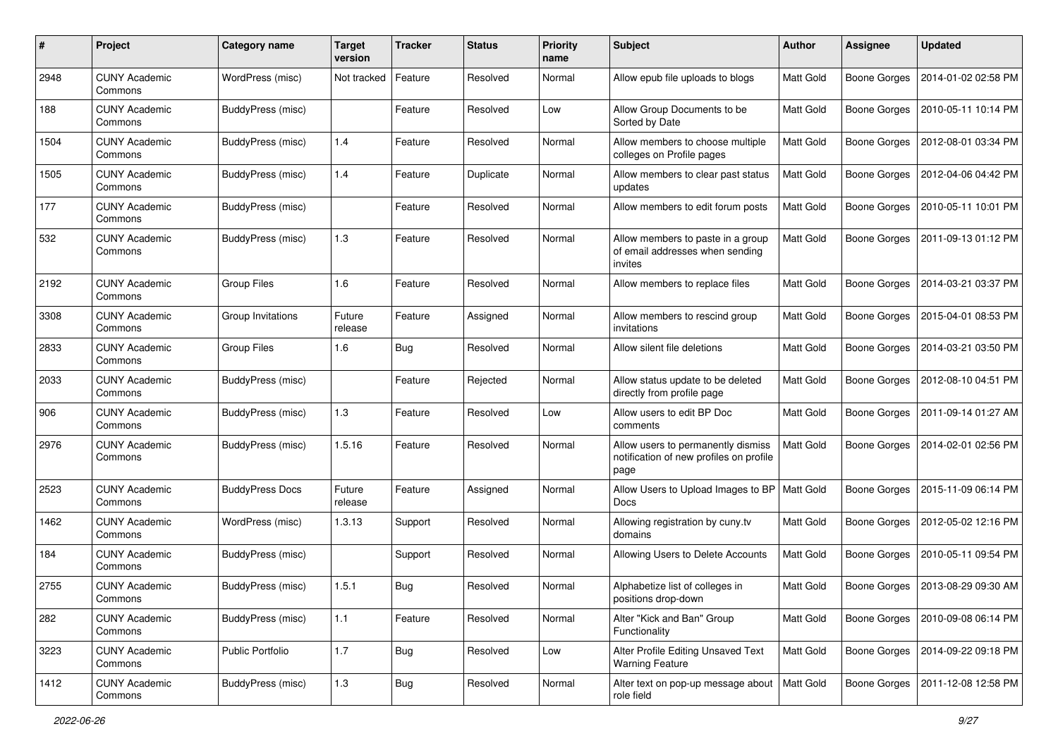| # | Project | Category name | Target version | Tracker | Status | Priority name | Subject | Author | Assignee | Updated |
|---|---|---|---|---|---|---|---|---|---|---|
| 2948 | CUNY Academic Commons | WordPress (misc) | Not tracked | Feature | Resolved | Normal | Allow epub file uploads to blogs | Matt Gold | Boone Gorges | 2014-01-02 02:58 PM |
| 188 | CUNY Academic Commons | BuddyPress (misc) | | Feature | Resolved | Low | Allow Group Documents to be Sorted by Date | Matt Gold | Boone Gorges | 2010-05-11 10:14 PM |
| 1504 | CUNY Academic Commons | BuddyPress (misc) | 1.4 | Feature | Resolved | Normal | Allow members to choose multiple colleges on Profile pages | Matt Gold | Boone Gorges | 2012-08-01 03:34 PM |
| 1505 | CUNY Academic Commons | BuddyPress (misc) | 1.4 | Feature | Duplicate | Normal | Allow members to clear past status updates | Matt Gold | Boone Gorges | 2012-04-06 04:42 PM |
| 177 | CUNY Academic Commons | BuddyPress (misc) | | Feature | Resolved | Normal | Allow members to edit forum posts | Matt Gold | Boone Gorges | 2010-05-11 10:01 PM |
| 532 | CUNY Academic Commons | BuddyPress (misc) | 1.3 | Feature | Resolved | Normal | Allow members to paste in a group of email addresses when sending invites | Matt Gold | Boone Gorges | 2011-09-13 01:12 PM |
| 2192 | CUNY Academic Commons | Group Files | 1.6 | Feature | Resolved | Normal | Allow members to replace files | Matt Gold | Boone Gorges | 2014-03-21 03:37 PM |
| 3308 | CUNY Academic Commons | Group Invitations | Future release | Feature | Assigned | Normal | Allow members to rescind group invitations | Matt Gold | Boone Gorges | 2015-04-01 08:53 PM |
| 2833 | CUNY Academic Commons | Group Files | 1.6 | Bug | Resolved | Normal | Allow silent file deletions | Matt Gold | Boone Gorges | 2014-03-21 03:50 PM |
| 2033 | CUNY Academic Commons | BuddyPress (misc) | | Feature | Rejected | Normal | Allow status update to be deleted directly from profile page | Matt Gold | Boone Gorges | 2012-08-10 04:51 PM |
| 906 | CUNY Academic Commons | BuddyPress (misc) | 1.3 | Feature | Resolved | Low | Allow users to edit BP Doc comments | Matt Gold | Boone Gorges | 2011-09-14 01:27 AM |
| 2976 | CUNY Academic Commons | BuddyPress (misc) | 1.5.16 | Feature | Resolved | Normal | Allow users to permanently dismiss notification of new profiles on profile page | Matt Gold | Boone Gorges | 2014-02-01 02:56 PM |
| 2523 | CUNY Academic Commons | BuddyPress Docs | Future release | Feature | Assigned | Normal | Allow Users to Upload Images to BP Docs | Matt Gold | Boone Gorges | 2015-11-09 06:14 PM |
| 1462 | CUNY Academic Commons | WordPress (misc) | 1.3.13 | Support | Resolved | Normal | Allowing registration by cuny.tv domains | Matt Gold | Boone Gorges | 2012-05-02 12:16 PM |
| 184 | CUNY Academic Commons | BuddyPress (misc) | | Support | Resolved | Normal | Allowing Users to Delete Accounts | Matt Gold | Boone Gorges | 2010-05-11 09:54 PM |
| 2755 | CUNY Academic Commons | BuddyPress (misc) | 1.5.1 | Bug | Resolved | Normal | Alphabetize list of colleges in positions drop-down | Matt Gold | Boone Gorges | 2013-08-29 09:30 AM |
| 282 | CUNY Academic Commons | BuddyPress (misc) | 1.1 | Feature | Resolved | Normal | Alter "Kick and Ban" Group Functionality | Matt Gold | Boone Gorges | 2010-09-08 06:14 PM |
| 3223 | CUNY Academic Commons | Public Portfolio | 1.7 | Bug | Resolved | Low | Alter Profile Editing Unsaved Text Warning Feature | Matt Gold | Boone Gorges | 2014-09-22 09:18 PM |
| 1412 | CUNY Academic Commons | BuddyPress (misc) | 1.3 | Bug | Resolved | Normal | Alter text on pop-up message about role field | Matt Gold | Boone Gorges | 2011-12-08 12:58 PM |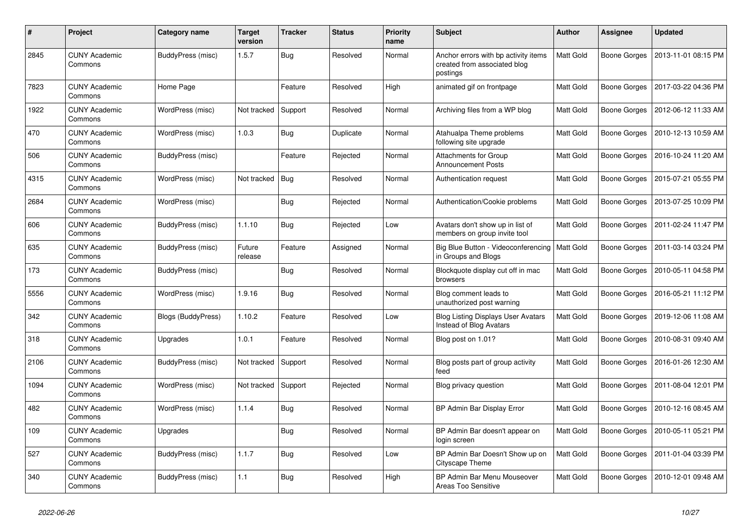| # | Project | Category name | Target version | Tracker | Status | Priority name | Subject | Author | Assignee | Updated |
|---|---|---|---|---|---|---|---|---|---|---|
| 2845 | CUNY Academic Commons | BuddyPress (misc) | 1.5.7 | Bug | Resolved | Normal | Anchor errors with bp activity items created from associated blog postings | Matt Gold | Boone Gorges | 2013-11-01 08:15 PM |
| 7823 | CUNY Academic Commons | Home Page | | Feature | Resolved | High | animated gif on frontpage | Matt Gold | Boone Gorges | 2017-03-22 04:36 PM |
| 1922 | CUNY Academic Commons | WordPress (misc) | Not tracked | Support | Resolved | Normal | Archiving files from a WP blog | Matt Gold | Boone Gorges | 2012-06-12 11:33 AM |
| 470 | CUNY Academic Commons | WordPress (misc) | 1.0.3 | Bug | Duplicate | Normal | Atahualpa Theme problems following site upgrade | Matt Gold | Boone Gorges | 2010-12-13 10:59 AM |
| 506 | CUNY Academic Commons | BuddyPress (misc) | | Feature | Rejected | Normal | Attachments for Group Announcement Posts | Matt Gold | Boone Gorges | 2016-10-24 11:20 AM |
| 4315 | CUNY Academic Commons | WordPress (misc) | Not tracked | Bug | Resolved | Normal | Authentication request | Matt Gold | Boone Gorges | 2015-07-21 05:55 PM |
| 2684 | CUNY Academic Commons | WordPress (misc) | | Bug | Rejected | Normal | Authentication/Cookie problems | Matt Gold | Boone Gorges | 2013-07-25 10:09 PM |
| 606 | CUNY Academic Commons | BuddyPress (misc) | 1.1.10 | Bug | Rejected | Low | Avatars don't show up in list of members on group invite tool | Matt Gold | Boone Gorges | 2011-02-24 11:47 PM |
| 635 | CUNY Academic Commons | BuddyPress (misc) | Future release | Feature | Assigned | Normal | Big Blue Button - Videoconferencing in Groups and Blogs | Matt Gold | Boone Gorges | 2011-03-14 03:24 PM |
| 173 | CUNY Academic Commons | BuddyPress (misc) | | Bug | Resolved | Normal | Blockquote display cut off in mac browsers | Matt Gold | Boone Gorges | 2010-05-11 04:58 PM |
| 5556 | CUNY Academic Commons | WordPress (misc) | 1.9.16 | Bug | Resolved | Normal | Blog comment leads to unauthorized post warning | Matt Gold | Boone Gorges | 2016-05-21 11:12 PM |
| 342 | CUNY Academic Commons | Blogs (BuddyPress) | 1.10.2 | Feature | Resolved | Low | Blog Listing Displays User Avatars Instead of Blog Avatars | Matt Gold | Boone Gorges | 2019-12-06 11:08 AM |
| 318 | CUNY Academic Commons | Upgrades | 1.0.1 | Feature | Resolved | Normal | Blog post on 1.01? | Matt Gold | Boone Gorges | 2010-08-31 09:40 AM |
| 2106 | CUNY Academic Commons | BuddyPress (misc) | Not tracked | Support | Resolved | Normal | Blog posts part of group activity feed | Matt Gold | Boone Gorges | 2016-01-26 12:30 AM |
| 1094 | CUNY Academic Commons | WordPress (misc) | Not tracked | Support | Rejected | Normal | Blog privacy question | Matt Gold | Boone Gorges | 2011-08-04 12:01 PM |
| 482 | CUNY Academic Commons | WordPress (misc) | 1.1.4 | Bug | Resolved | Normal | BP Admin Bar Display Error | Matt Gold | Boone Gorges | 2010-12-16 08:45 AM |
| 109 | CUNY Academic Commons | Upgrades | | Bug | Resolved | Normal | BP Admin Bar doesn't appear on login screen | Matt Gold | Boone Gorges | 2010-05-11 05:21 PM |
| 527 | CUNY Academic Commons | BuddyPress (misc) | 1.1.7 | Bug | Resolved | Low | BP Admin Bar Doesn't Show up on Cityscape Theme | Matt Gold | Boone Gorges | 2011-01-04 03:39 PM |
| 340 | CUNY Academic Commons | BuddyPress (misc) | 1.1 | Bug | Resolved | High | BP Admin Bar Menu Mouseover Areas Too Sensitive | Matt Gold | Boone Gorges | 2010-12-01 09:48 AM |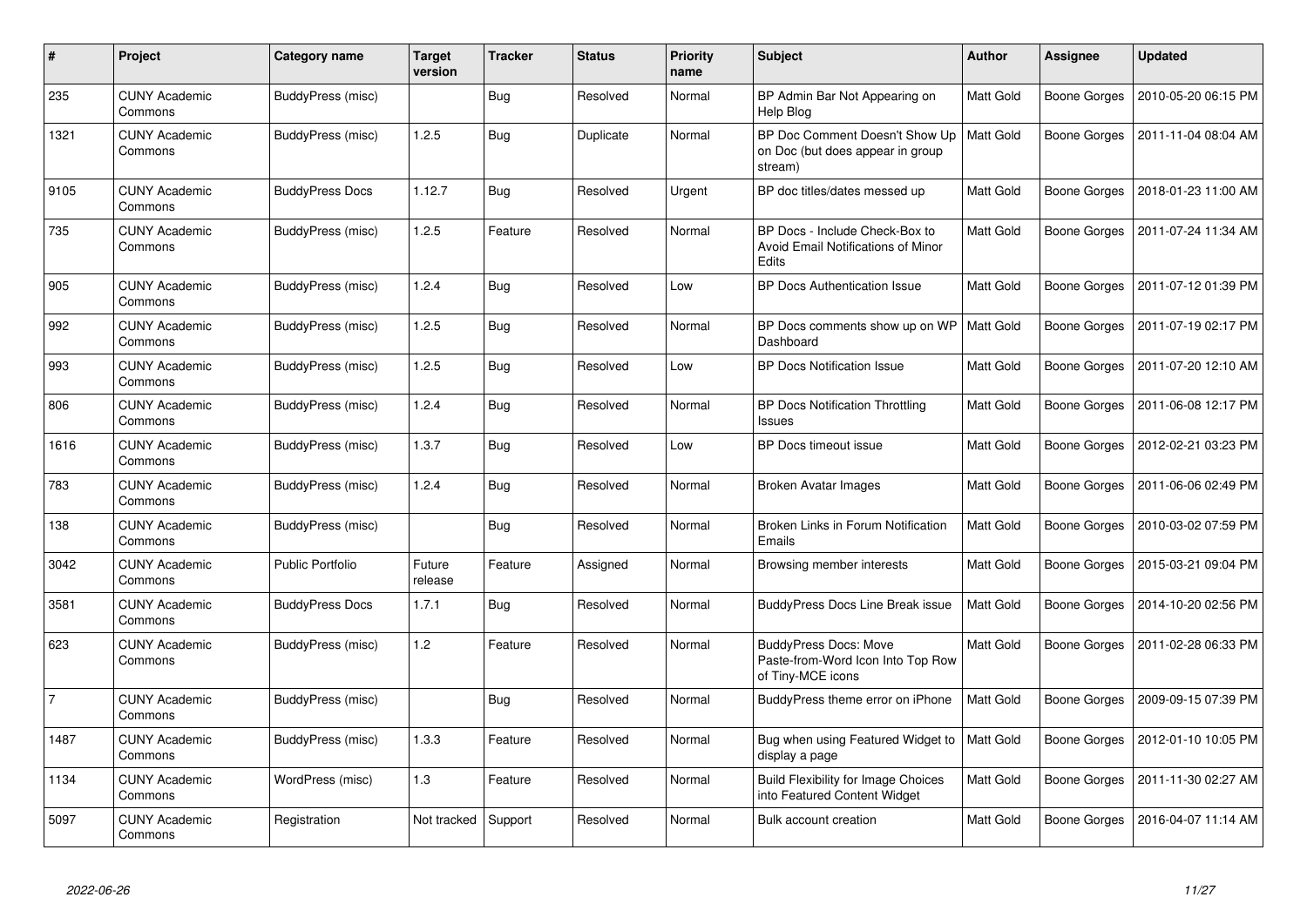| # | Project | Category name | Target version | Tracker | Status | Priority name | Subject | Author | Assignee | Updated |
|---|---|---|---|---|---|---|---|---|---|---|
| 235 | CUNY Academic Commons | BuddyPress (misc) | | Bug | Resolved | Normal | BP Admin Bar Not Appearing on Help Blog | Matt Gold | Boone Gorges | 2010-05-20 06:15 PM |
| 1321 | CUNY Academic Commons | BuddyPress (misc) | 1.2.5 | Bug | Duplicate | Normal | BP Doc Comment Doesn't Show Up on Doc (but does appear in group stream) | Matt Gold | Boone Gorges | 2011-11-04 08:04 AM |
| 9105 | CUNY Academic Commons | BuddyPress Docs | 1.12.7 | Bug | Resolved | Urgent | BP doc titles/dates messed up | Matt Gold | Boone Gorges | 2018-01-23 11:00 AM |
| 735 | CUNY Academic Commons | BuddyPress (misc) | 1.2.5 | Feature | Resolved | Normal | BP Docs - Include Check-Box to Avoid Email Notifications of Minor Edits | Matt Gold | Boone Gorges | 2011-07-24 11:34 AM |
| 905 | CUNY Academic Commons | BuddyPress (misc) | 1.2.4 | Bug | Resolved | Low | BP Docs Authentication Issue | Matt Gold | Boone Gorges | 2011-07-12 01:39 PM |
| 992 | CUNY Academic Commons | BuddyPress (misc) | 1.2.5 | Bug | Resolved | Normal | BP Docs comments show up on WP Dashboard | Matt Gold | Boone Gorges | 2011-07-19 02:17 PM |
| 993 | CUNY Academic Commons | BuddyPress (misc) | 1.2.5 | Bug | Resolved | Low | BP Docs Notification Issue | Matt Gold | Boone Gorges | 2011-07-20 12:10 AM |
| 806 | CUNY Academic Commons | BuddyPress (misc) | 1.2.4 | Bug | Resolved | Normal | BP Docs Notification Throttling Issues | Matt Gold | Boone Gorges | 2011-06-08 12:17 PM |
| 1616 | CUNY Academic Commons | BuddyPress (misc) | 1.3.7 | Bug | Resolved | Low | BP Docs timeout issue | Matt Gold | Boone Gorges | 2012-02-21 03:23 PM |
| 783 | CUNY Academic Commons | BuddyPress (misc) | 1.2.4 | Bug | Resolved | Normal | Broken Avatar Images | Matt Gold | Boone Gorges | 2011-06-06 02:49 PM |
| 138 | CUNY Academic Commons | BuddyPress (misc) | | Bug | Resolved | Normal | Broken Links in Forum Notification Emails | Matt Gold | Boone Gorges | 2010-03-02 07:59 PM |
| 3042 | CUNY Academic Commons | Public Portfolio | Future release | Feature | Assigned | Normal | Browsing member interests | Matt Gold | Boone Gorges | 2015-03-21 09:04 PM |
| 3581 | CUNY Academic Commons | BuddyPress Docs | 1.7.1 | Bug | Resolved | Normal | BuddyPress Docs Line Break issue | Matt Gold | Boone Gorges | 2014-10-20 02:56 PM |
| 623 | CUNY Academic Commons | BuddyPress (misc) | 1.2 | Feature | Resolved | Normal | BuddyPress Docs: Move Paste-from-Word Icon Into Top Row of Tiny-MCE icons | Matt Gold | Boone Gorges | 2011-02-28 06:33 PM |
| 7 | CUNY Academic Commons | BuddyPress (misc) | | Bug | Resolved | Normal | BuddyPress theme error on iPhone | Matt Gold | Boone Gorges | 2009-09-15 07:39 PM |
| 1487 | CUNY Academic Commons | BuddyPress (misc) | 1.3.3 | Feature | Resolved | Normal | Bug when using Featured Widget to display a page | Matt Gold | Boone Gorges | 2012-01-10 10:05 PM |
| 1134 | CUNY Academic Commons | WordPress (misc) | 1.3 | Feature | Resolved | Normal | Build Flexibility for Image Choices into Featured Content Widget | Matt Gold | Boone Gorges | 2011-11-30 02:27 AM |
| 5097 | CUNY Academic Commons | Registration | Not tracked | Support | Resolved | Normal | Bulk account creation | Matt Gold | Boone Gorges | 2016-04-07 11:14 AM |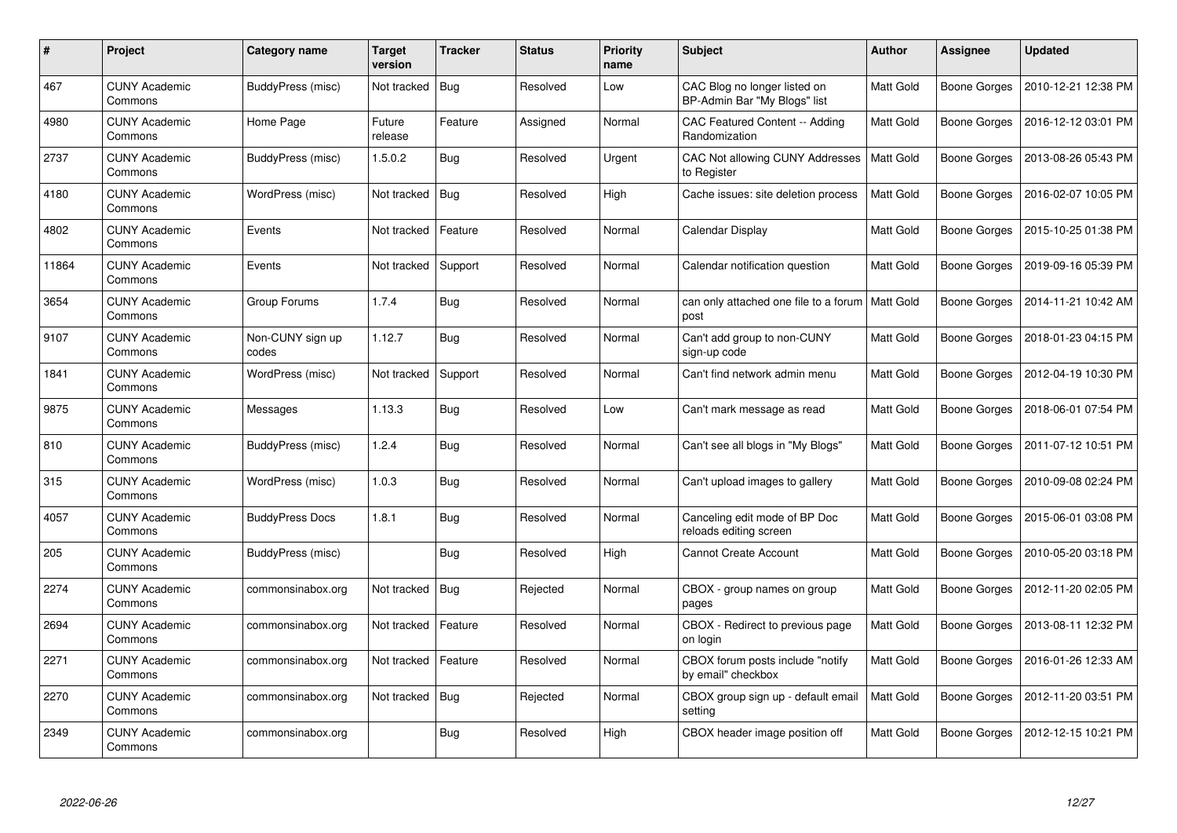| # | Project | Category name | Target version | Tracker | Status | Priority name | Subject | Author | Assignee | Updated |
|---|---|---|---|---|---|---|---|---|---|---|
| 467 | CUNY Academic Commons | BuddyPress (misc) | Not tracked | Bug | Resolved | Low | CAC Blog no longer listed on BP-Admin Bar "My Blogs" list | Matt Gold | Boone Gorges | 2010-12-21 12:38 PM |
| 4980 | CUNY Academic Commons | Home Page | Future release | Feature | Assigned | Normal | CAC Featured Content -- Adding Randomization | Matt Gold | Boone Gorges | 2016-12-12 03:01 PM |
| 2737 | CUNY Academic Commons | BuddyPress (misc) | 1.5.0.2 | Bug | Resolved | Urgent | CAC Not allowing CUNY Addresses to Register | Matt Gold | Boone Gorges | 2013-08-26 05:43 PM |
| 4180 | CUNY Academic Commons | WordPress (misc) | Not tracked | Bug | Resolved | High | Cache issues: site deletion process | Matt Gold | Boone Gorges | 2016-02-07 10:05 PM |
| 4802 | CUNY Academic Commons | Events | Not tracked | Feature | Resolved | Normal | Calendar Display | Matt Gold | Boone Gorges | 2015-10-25 01:38 PM |
| 11864 | CUNY Academic Commons | Events | Not tracked | Support | Resolved | Normal | Calendar notification question | Matt Gold | Boone Gorges | 2019-09-16 05:39 PM |
| 3654 | CUNY Academic Commons | Group Forums | 1.7.4 | Bug | Resolved | Normal | can only attached one file to a forum post | Matt Gold | Boone Gorges | 2014-11-21 10:42 AM |
| 9107 | CUNY Academic Commons | Non-CUNY sign up codes | 1.12.7 | Bug | Resolved | Normal | Can't add group to non-CUNY sign-up code | Matt Gold | Boone Gorges | 2018-01-23 04:15 PM |
| 1841 | CUNY Academic Commons | WordPress (misc) | Not tracked | Support | Resolved | Normal | Can't find network admin menu | Matt Gold | Boone Gorges | 2012-04-19 10:30 PM |
| 9875 | CUNY Academic Commons | Messages | 1.13.3 | Bug | Resolved | Low | Can't mark message as read | Matt Gold | Boone Gorges | 2018-06-01 07:54 PM |
| 810 | CUNY Academic Commons | BuddyPress (misc) | 1.2.4 | Bug | Resolved | Normal | Can't see all blogs in "My Blogs" | Matt Gold | Boone Gorges | 2011-07-12 10:51 PM |
| 315 | CUNY Academic Commons | WordPress (misc) | 1.0.3 | Bug | Resolved | Normal | Can't upload images to gallery | Matt Gold | Boone Gorges | 2010-09-08 02:24 PM |
| 4057 | CUNY Academic Commons | BuddyPress Docs | 1.8.1 | Bug | Resolved | Normal | Canceling edit mode of BP Doc reloads editing screen | Matt Gold | Boone Gorges | 2015-06-01 03:08 PM |
| 205 | CUNY Academic Commons | BuddyPress (misc) | | Bug | Resolved | High | Cannot Create Account | Matt Gold | Boone Gorges | 2010-05-20 03:18 PM |
| 2274 | CUNY Academic Commons | commonsinabox.org | Not tracked | Bug | Rejected | Normal | CBOX - group names on group pages | Matt Gold | Boone Gorges | 2012-11-20 02:05 PM |
| 2694 | CUNY Academic Commons | commonsinabox.org | Not tracked | Feature | Resolved | Normal | CBOX - Redirect to previous page on login | Matt Gold | Boone Gorges | 2013-08-11 12:32 PM |
| 2271 | CUNY Academic Commons | commonsinabox.org | Not tracked | Feature | Resolved | Normal | CBOX forum posts include "notify by email" checkbox | Matt Gold | Boone Gorges | 2016-01-26 12:33 AM |
| 2270 | CUNY Academic Commons | commonsinabox.org | Not tracked | Bug | Rejected | Normal | CBOX group sign up - default email setting | Matt Gold | Boone Gorges | 2012-11-20 03:51 PM |
| 2349 | CUNY Academic Commons | commonsinabox.org | | Bug | Resolved | High | CBOX header image position off | Matt Gold | Boone Gorges | 2012-12-15 10:21 PM |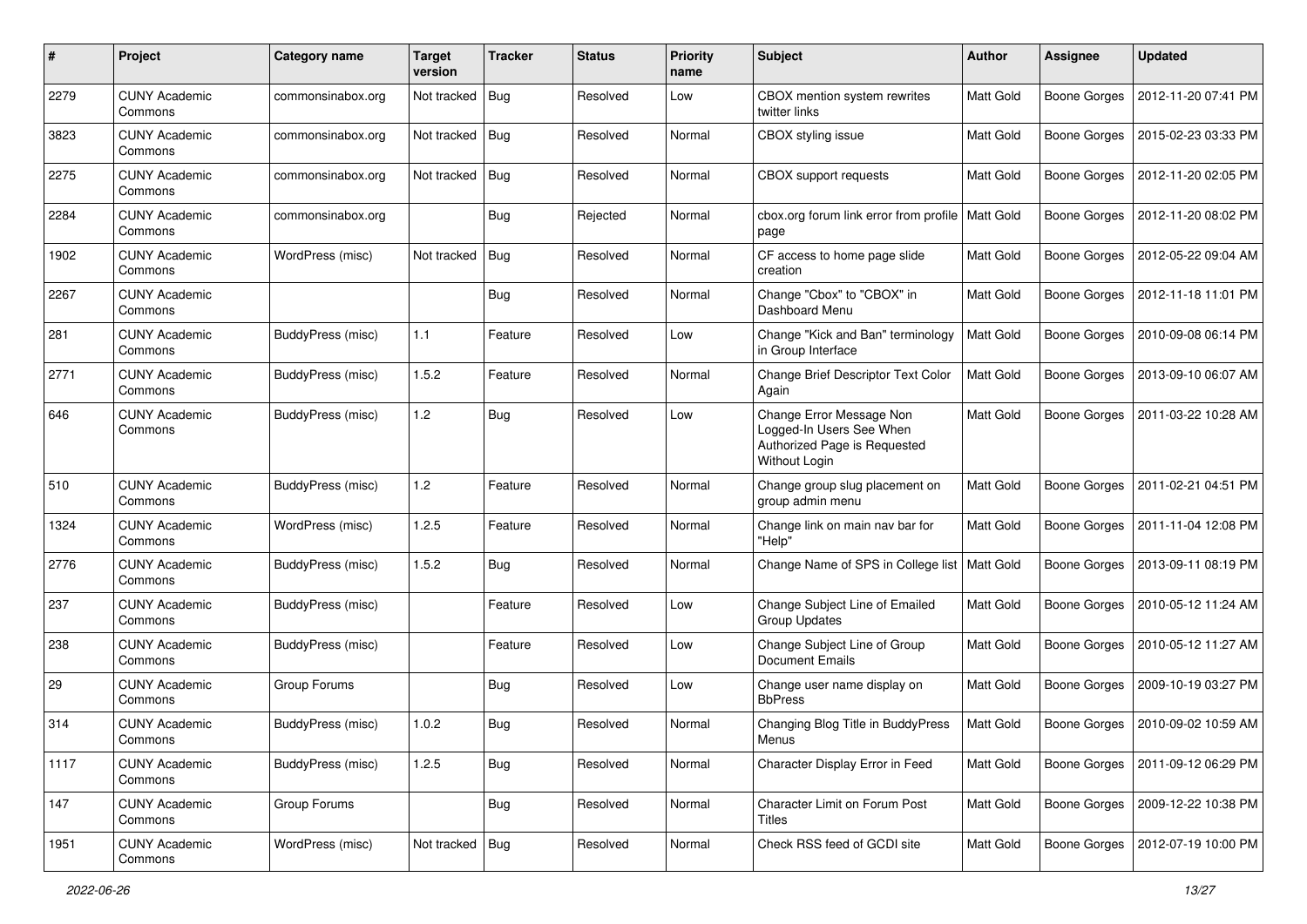| # | Project | Category name | Target version | Tracker | Status | Priority name | Subject | Author | Assignee | Updated |
|---|---|---|---|---|---|---|---|---|---|---|
| 2279 | CUNY Academic Commons | commonsinabox.org | Not tracked | Bug | Resolved | Low | CBOX mention system rewrites twitter links | Matt Gold | Boone Gorges | 2012-11-20 07:41 PM |
| 3823 | CUNY Academic Commons | commonsinabox.org | Not tracked | Bug | Resolved | Normal | CBOX styling issue | Matt Gold | Boone Gorges | 2015-02-23 03:33 PM |
| 2275 | CUNY Academic Commons | commonsinabox.org | Not tracked | Bug | Resolved | Normal | CBOX support requests | Matt Gold | Boone Gorges | 2012-11-20 02:05 PM |
| 2284 | CUNY Academic Commons | commonsinabox.org | | Bug | Rejected | Normal | cbox.org forum link error from profile page | Matt Gold | Boone Gorges | 2012-11-20 08:02 PM |
| 1902 | CUNY Academic Commons | WordPress (misc) | Not tracked | Bug | Resolved | Normal | CF access to home page slide creation | Matt Gold | Boone Gorges | 2012-05-22 09:04 AM |
| 2267 | CUNY Academic Commons | | | Bug | Resolved | Normal | Change "Cbox" to "CBOX" in Dashboard Menu | Matt Gold | Boone Gorges | 2012-11-18 11:01 PM |
| 281 | CUNY Academic Commons | BuddyPress (misc) | 1.1 | Feature | Resolved | Low | Change "Kick and Ban" terminology in Group Interface | Matt Gold | Boone Gorges | 2010-09-08 06:14 PM |
| 2771 | CUNY Academic Commons | BuddyPress (misc) | 1.5.2 | Feature | Resolved | Normal | Change Brief Descriptor Text Color Again | Matt Gold | Boone Gorges | 2013-09-10 06:07 AM |
| 646 | CUNY Academic Commons | BuddyPress (misc) | 1.2 | Bug | Resolved | Low | Change Error Message Non Logged-In Users See When Authorized Page is Requested Without Login | Matt Gold | Boone Gorges | 2011-03-22 10:28 AM |
| 510 | CUNY Academic Commons | BuddyPress (misc) | 1.2 | Feature | Resolved | Normal | Change group slug placement on group admin menu | Matt Gold | Boone Gorges | 2011-02-21 04:51 PM |
| 1324 | CUNY Academic Commons | WordPress (misc) | 1.2.5 | Feature | Resolved | Normal | Change link on main nav bar for "Help" | Matt Gold | Boone Gorges | 2011-11-04 12:08 PM |
| 2776 | CUNY Academic Commons | BuddyPress (misc) | 1.5.2 | Bug | Resolved | Normal | Change Name of SPS in College list | Matt Gold | Boone Gorges | 2013-09-11 08:19 PM |
| 237 | CUNY Academic Commons | BuddyPress (misc) | | Feature | Resolved | Low | Change Subject Line of Emailed Group Updates | Matt Gold | Boone Gorges | 2010-05-12 11:24 AM |
| 238 | CUNY Academic Commons | BuddyPress (misc) | | Feature | Resolved | Low | Change Subject Line of Group Document Emails | Matt Gold | Boone Gorges | 2010-05-12 11:27 AM |
| 29 | CUNY Academic Commons | Group Forums | | Bug | Resolved | Low | Change user name display on BbPress | Matt Gold | Boone Gorges | 2009-10-19 03:27 PM |
| 314 | CUNY Academic Commons | BuddyPress (misc) | 1.0.2 | Bug | Resolved | Normal | Changing Blog Title in BuddyPress Menus | Matt Gold | Boone Gorges | 2010-09-02 10:59 AM |
| 1117 | CUNY Academic Commons | BuddyPress (misc) | 1.2.5 | Bug | Resolved | Normal | Character Display Error in Feed | Matt Gold | Boone Gorges | 2011-09-12 06:29 PM |
| 147 | CUNY Academic Commons | Group Forums | | Bug | Resolved | Normal | Character Limit on Forum Post Titles | Matt Gold | Boone Gorges | 2009-12-22 10:38 PM |
| 1951 | CUNY Academic Commons | WordPress (misc) | Not tracked | Bug | Resolved | Normal | Check RSS feed of GCDI site | Matt Gold | Boone Gorges | 2012-07-19 10:00 PM |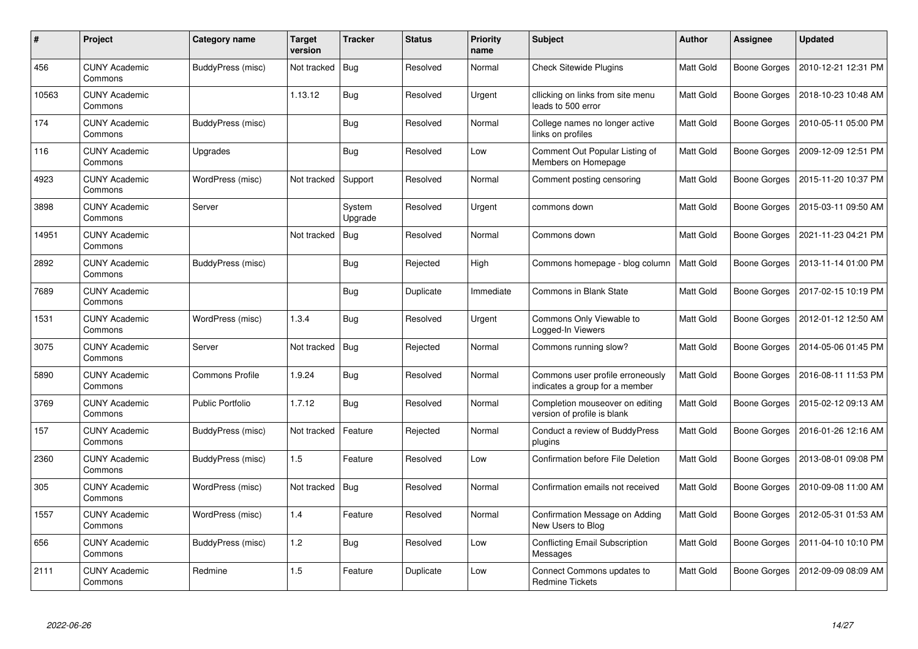| # | Project | Category name | Target version | Tracker | Status | Priority name | Subject | Author | Assignee | Updated |
|---|---|---|---|---|---|---|---|---|---|---|
| 456 | CUNY Academic Commons | BuddyPress (misc) | Not tracked | Bug | Resolved | Normal | Check Sitewide Plugins | Matt Gold | Boone Gorges | 2010-12-21 12:31 PM |
| 10563 | CUNY Academic Commons | | 1.13.12 | Bug | Resolved | Urgent | cllicking on links from site menu leads to 500 error | Matt Gold | Boone Gorges | 2018-10-23 10:48 AM |
| 174 | CUNY Academic Commons | BuddyPress (misc) | | Bug | Resolved | Normal | College names no longer active links on profiles | Matt Gold | Boone Gorges | 2010-05-11 05:00 PM |
| 116 | CUNY Academic Commons | Upgrades | | Bug | Resolved | Low | Comment Out Popular Listing of Members on Homepage | Matt Gold | Boone Gorges | 2009-12-09 12:51 PM |
| 4923 | CUNY Academic Commons | WordPress (misc) | Not tracked | Support | Resolved | Normal | Comment posting censoring | Matt Gold | Boone Gorges | 2015-11-20 10:37 PM |
| 3898 | CUNY Academic Commons | Server | | System Upgrade | Resolved | Urgent | commons down | Matt Gold | Boone Gorges | 2015-03-11 09:50 AM |
| 14951 | CUNY Academic Commons | | Not tracked | Bug | Resolved | Normal | Commons down | Matt Gold | Boone Gorges | 2021-11-23 04:21 PM |
| 2892 | CUNY Academic Commons | BuddyPress (misc) | | Bug | Rejected | High | Commons homepage - blog column | Matt Gold | Boone Gorges | 2013-11-14 01:00 PM |
| 7689 | CUNY Academic Commons | | | Bug | Duplicate | Immediate | Commons in Blank State | Matt Gold | Boone Gorges | 2017-02-15 10:19 PM |
| 1531 | CUNY Academic Commons | WordPress (misc) | 1.3.4 | Bug | Resolved | Urgent | Commons Only Viewable to Logged-In Viewers | Matt Gold | Boone Gorges | 2012-01-12 12:50 AM |
| 3075 | CUNY Academic Commons | Server | Not tracked | Bug | Rejected | Normal | Commons running slow? | Matt Gold | Boone Gorges | 2014-05-06 01:45 PM |
| 5890 | CUNY Academic Commons | Commons Profile | 1.9.24 | Bug | Resolved | Normal | Commons user profile erroneously indicates a group for a member | Matt Gold | Boone Gorges | 2016-08-11 11:53 PM |
| 3769 | CUNY Academic Commons | Public Portfolio | 1.7.12 | Bug | Resolved | Normal | Completion mouseover on editing version of profile is blank | Matt Gold | Boone Gorges | 2015-02-12 09:13 AM |
| 157 | CUNY Academic Commons | BuddyPress (misc) | Not tracked | Feature | Rejected | Normal | Conduct a review of BuddyPress plugins | Matt Gold | Boone Gorges | 2016-01-26 12:16 AM |
| 2360 | CUNY Academic Commons | BuddyPress (misc) | 1.5 | Feature | Resolved | Low | Confirmation before File Deletion | Matt Gold | Boone Gorges | 2013-08-01 09:08 PM |
| 305 | CUNY Academic Commons | WordPress (misc) | Not tracked | Bug | Resolved | Normal | Confirmation emails not received | Matt Gold | Boone Gorges | 2010-09-08 11:00 AM |
| 1557 | CUNY Academic Commons | WordPress (misc) | 1.4 | Feature | Resolved | Normal | Confirmation Message on Adding New Users to Blog | Matt Gold | Boone Gorges | 2012-05-31 01:53 AM |
| 656 | CUNY Academic Commons | BuddyPress (misc) | 1.2 | Bug | Resolved | Low | Conflicting Email Subscription Messages | Matt Gold | Boone Gorges | 2011-04-10 10:10 PM |
| 2111 | CUNY Academic Commons | Redmine | 1.5 | Feature | Duplicate | Low | Connect Commons updates to Redmine Tickets | Matt Gold | Boone Gorges | 2012-09-09 08:09 AM |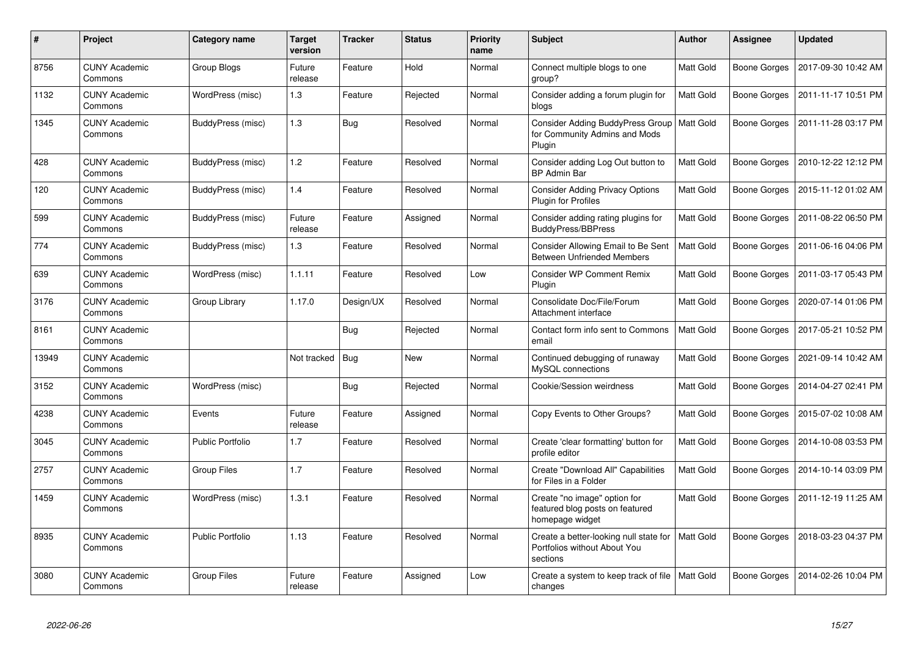| # | Project | Category name | Target version | Tracker | Status | Priority name | Subject | Author | Assignee | Updated |
|---|---|---|---|---|---|---|---|---|---|---|
| 8756 | CUNY Academic Commons | Group Blogs | Future release | Feature | Hold | Normal | Connect multiple blogs to one group? | Matt Gold | Boone Gorges | 2017-09-30 10:42 AM |
| 1132 | CUNY Academic Commons | WordPress (misc) | 1.3 | Feature | Rejected | Normal | Consider adding a forum plugin for blogs | Matt Gold | Boone Gorges | 2011-11-17 10:51 PM |
| 1345 | CUNY Academic Commons | BuddyPress (misc) | 1.3 | Bug | Resolved | Normal | Consider Adding BuddyPress Group for Community Admins and Mods Plugin | Matt Gold | Boone Gorges | 2011-11-28 03:17 PM |
| 428 | CUNY Academic Commons | BuddyPress (misc) | 1.2 | Feature | Resolved | Normal | Consider adding Log Out button to BP Admin Bar | Matt Gold | Boone Gorges | 2010-12-22 12:12 PM |
| 120 | CUNY Academic Commons | BuddyPress (misc) | 1.4 | Feature | Resolved | Normal | Consider Adding Privacy Options Plugin for Profiles | Matt Gold | Boone Gorges | 2015-11-12 01:02 AM |
| 599 | CUNY Academic Commons | BuddyPress (misc) | Future release | Feature | Assigned | Normal | Consider adding rating plugins for BuddyPress/BBPress | Matt Gold | Boone Gorges | 2011-08-22 06:50 PM |
| 774 | CUNY Academic Commons | BuddyPress (misc) | 1.3 | Feature | Resolved | Normal | Consider Allowing Email to Be Sent Between Unfriended Members | Matt Gold | Boone Gorges | 2011-06-16 04:06 PM |
| 639 | CUNY Academic Commons | WordPress (misc) | 1.1.11 | Feature | Resolved | Low | Consider WP Comment Remix Plugin | Matt Gold | Boone Gorges | 2011-03-17 05:43 PM |
| 3176 | CUNY Academic Commons | Group Library | 1.17.0 | Design/UX | Resolved | Normal | Consolidate Doc/File/Forum Attachment interface | Matt Gold | Boone Gorges | 2020-07-14 01:06 PM |
| 8161 | CUNY Academic Commons | | | Bug | Rejected | Normal | Contact form info sent to Commons email | Matt Gold | Boone Gorges | 2017-05-21 10:52 PM |
| 13949 | CUNY Academic Commons | | Not tracked | Bug | New | Normal | Continued debugging of runaway MySQL connections | Matt Gold | Boone Gorges | 2021-09-14 10:42 AM |
| 3152 | CUNY Academic Commons | WordPress (misc) | | Bug | Rejected | Normal | Cookie/Session weirdness | Matt Gold | Boone Gorges | 2014-04-27 02:41 PM |
| 4238 | CUNY Academic Commons | Events | Future release | Feature | Assigned | Normal | Copy Events to Other Groups? | Matt Gold | Boone Gorges | 2015-07-02 10:08 AM |
| 3045 | CUNY Academic Commons | Public Portfolio | 1.7 | Feature | Resolved | Normal | Create 'clear formatting' button for profile editor | Matt Gold | Boone Gorges | 2014-10-08 03:53 PM |
| 2757 | CUNY Academic Commons | Group Files | 1.7 | Feature | Resolved | Normal | Create "Download All" Capabilities for Files in a Folder | Matt Gold | Boone Gorges | 2014-10-14 03:09 PM |
| 1459 | CUNY Academic Commons | WordPress (misc) | 1.3.1 | Feature | Resolved | Normal | Create "no image" option for featured blog posts on featured homepage widget | Matt Gold | Boone Gorges | 2011-12-19 11:25 AM |
| 8935 | CUNY Academic Commons | Public Portfolio | 1.13 | Feature | Resolved | Normal | Create a better-looking null state for Portfolios without About You sections | Matt Gold | Boone Gorges | 2018-03-23 04:37 PM |
| 3080 | CUNY Academic Commons | Group Files | Future release | Feature | Assigned | Low | Create a system to keep track of file changes | Matt Gold | Boone Gorges | 2014-02-26 10:04 PM |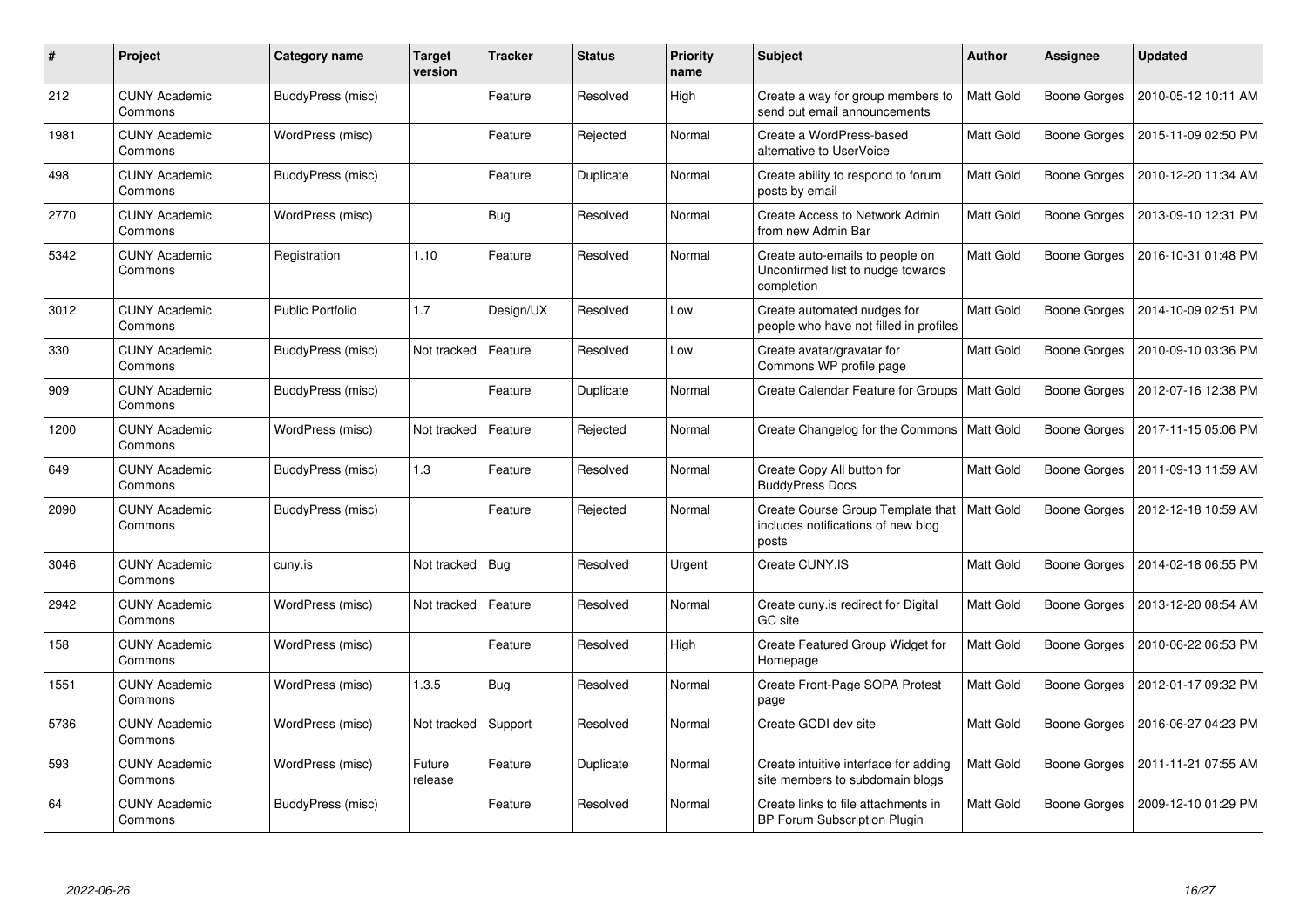| # | Project | Category name | Target version | Tracker | Status | Priority name | Subject | Author | Assignee | Updated |
|---|---|---|---|---|---|---|---|---|---|---|
| 212 | CUNY Academic Commons | BuddyPress (misc) | | Feature | Resolved | High | Create a way for group members to send out email announcements | Matt Gold | Boone Gorges | 2010-05-12 10:11 AM |
| 1981 | CUNY Academic Commons | WordPress (misc) | | Feature | Rejected | Normal | Create a WordPress-based alternative to UserVoice | Matt Gold | Boone Gorges | 2015-11-09 02:50 PM |
| 498 | CUNY Academic Commons | BuddyPress (misc) | | Feature | Duplicate | Normal | Create ability to respond to forum posts by email | Matt Gold | Boone Gorges | 2010-12-20 11:34 AM |
| 2770 | CUNY Academic Commons | WordPress (misc) | | Bug | Resolved | Normal | Create Access to Network Admin from new Admin Bar | Matt Gold | Boone Gorges | 2013-09-10 12:31 PM |
| 5342 | CUNY Academic Commons | Registration | 1.10 | Feature | Resolved | Normal | Create auto-emails to people on Unconfirmed list to nudge towards completion | Matt Gold | Boone Gorges | 2016-10-31 01:48 PM |
| 3012 | CUNY Academic Commons | Public Portfolio | 1.7 | Design/UX | Resolved | Low | Create automated nudges for people who have not filled in profiles | Matt Gold | Boone Gorges | 2014-10-09 02:51 PM |
| 330 | CUNY Academic Commons | BuddyPress (misc) | Not tracked | Feature | Resolved | Low | Create avatar/gravatar for Commons WP profile page | Matt Gold | Boone Gorges | 2010-09-10 03:36 PM |
| 909 | CUNY Academic Commons | BuddyPress (misc) | | Feature | Duplicate | Normal | Create Calendar Feature for Groups | Matt Gold | Boone Gorges | 2012-07-16 12:38 PM |
| 1200 | CUNY Academic Commons | WordPress (misc) | Not tracked | Feature | Rejected | Normal | Create Changelog for the Commons | Matt Gold | Boone Gorges | 2017-11-15 05:06 PM |
| 649 | CUNY Academic Commons | BuddyPress (misc) | 1.3 | Feature | Resolved | Normal | Create Copy All button for BuddyPress Docs | Matt Gold | Boone Gorges | 2011-09-13 11:59 AM |
| 2090 | CUNY Academic Commons | BuddyPress (misc) | | Feature | Rejected | Normal | Create Course Group Template that includes notifications of new blog posts | Matt Gold | Boone Gorges | 2012-12-18 10:59 AM |
| 3046 | CUNY Academic Commons | cuny.is | Not tracked | Bug | Resolved | Urgent | Create CUNY.IS | Matt Gold | Boone Gorges | 2014-02-18 06:55 PM |
| 2942 | CUNY Academic Commons | WordPress (misc) | Not tracked | Feature | Resolved | Normal | Create cuny.is redirect for Digital GC site | Matt Gold | Boone Gorges | 2013-12-20 08:54 AM |
| 158 | CUNY Academic Commons | WordPress (misc) | | Feature | Resolved | High | Create Featured Group Widget for Homepage | Matt Gold | Boone Gorges | 2010-06-22 06:53 PM |
| 1551 | CUNY Academic Commons | WordPress (misc) | 1.3.5 | Bug | Resolved | Normal | Create Front-Page SOPA Protest page | Matt Gold | Boone Gorges | 2012-01-17 09:32 PM |
| 5736 | CUNY Academic Commons | WordPress (misc) | Not tracked | Support | Resolved | Normal | Create GCDI dev site | Matt Gold | Boone Gorges | 2016-06-27 04:23 PM |
| 593 | CUNY Academic Commons | WordPress (misc) | Future release | Feature | Duplicate | Normal | Create intuitive interface for adding site members to subdomain blogs | Matt Gold | Boone Gorges | 2011-11-21 07:55 AM |
| 64 | CUNY Academic Commons | BuddyPress (misc) | | Feature | Resolved | Normal | Create links to file attachments in BP Forum Subscription Plugin | Matt Gold | Boone Gorges | 2009-12-10 01:29 PM |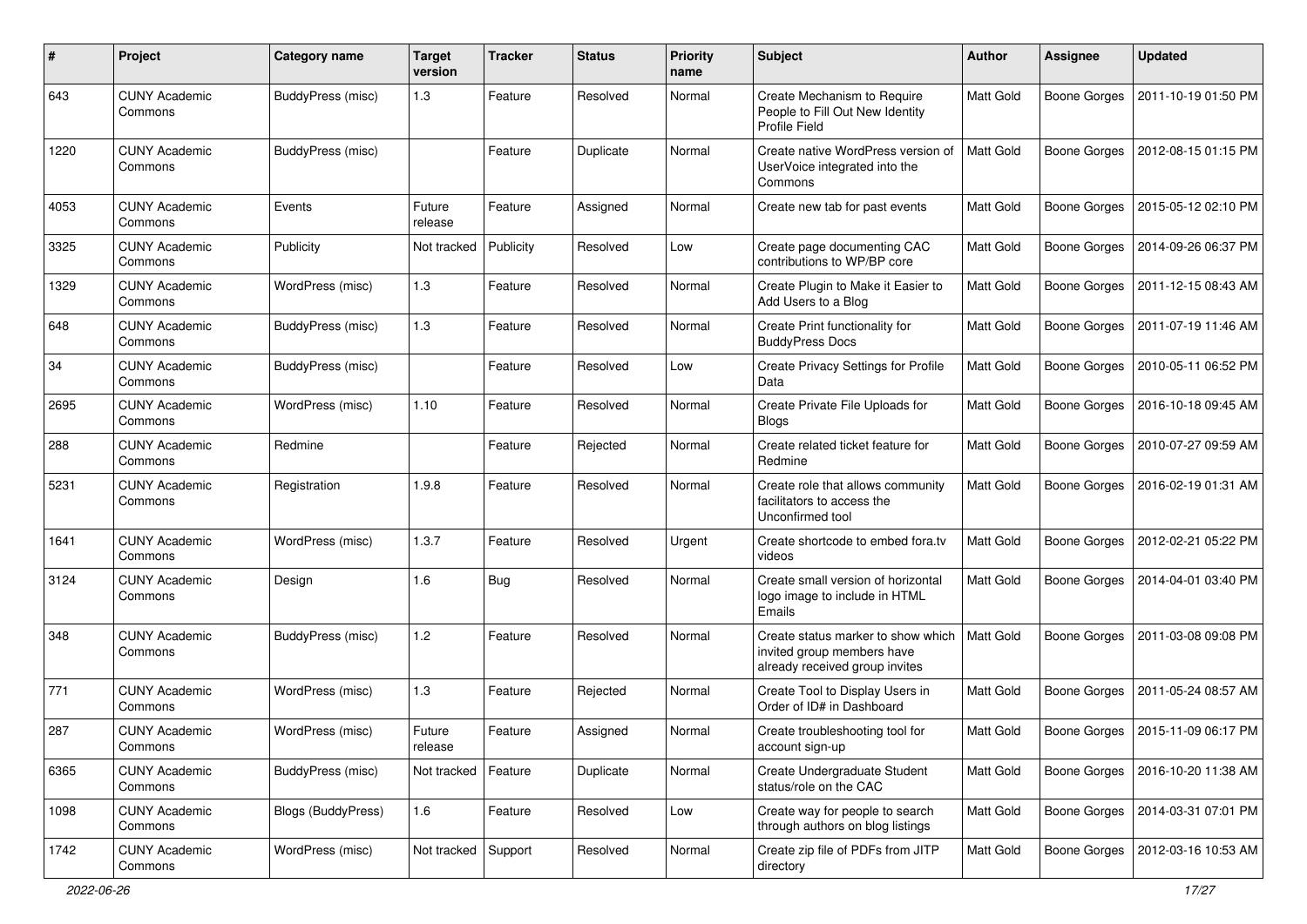| # | Project | Category name | Target version | Tracker | Status | Priority name | Subject | Author | Assignee | Updated |
|---|---|---|---|---|---|---|---|---|---|---|
| 643 | CUNY Academic Commons | BuddyPress (misc) | 1.3 | Feature | Resolved | Normal | Create Mechanism to Require People to Fill Out New Identity Profile Field | Matt Gold | Boone Gorges | 2011-10-19 01:50 PM |
| 1220 | CUNY Academic Commons | BuddyPress (misc) | | Feature | Duplicate | Normal | Create native WordPress version of UserVoice integrated into the Commons | Matt Gold | Boone Gorges | 2012-08-15 01:15 PM |
| 4053 | CUNY Academic Commons | Events | Future release | Feature | Assigned | Normal | Create new tab for past events | Matt Gold | Boone Gorges | 2015-05-12 02:10 PM |
| 3325 | CUNY Academic Commons | Publicity | Not tracked | Publicity | Resolved | Low | Create page documenting CAC contributions to WP/BP core | Matt Gold | Boone Gorges | 2014-09-26 06:37 PM |
| 1329 | CUNY Academic Commons | WordPress (misc) | 1.3 | Feature | Resolved | Normal | Create Plugin to Make it Easier to Add Users to a Blog | Matt Gold | Boone Gorges | 2011-12-15 08:43 AM |
| 648 | CUNY Academic Commons | BuddyPress (misc) | 1.3 | Feature | Resolved | Normal | Create Print functionality for BuddyPress Docs | Matt Gold | Boone Gorges | 2011-07-19 11:46 AM |
| 34 | CUNY Academic Commons | BuddyPress (misc) | | Feature | Resolved | Low | Create Privacy Settings for Profile Data | Matt Gold | Boone Gorges | 2010-05-11 06:52 PM |
| 2695 | CUNY Academic Commons | WordPress (misc) | 1.10 | Feature | Resolved | Normal | Create Private File Uploads for Blogs | Matt Gold | Boone Gorges | 2016-10-18 09:45 AM |
| 288 | CUNY Academic Commons | Redmine | | Feature | Rejected | Normal | Create related ticket feature for Redmine | Matt Gold | Boone Gorges | 2010-07-27 09:59 AM |
| 5231 | CUNY Academic Commons | Registration | 1.9.8 | Feature | Resolved | Normal | Create role that allows community facilitators to access the Unconfirmed tool | Matt Gold | Boone Gorges | 2016-02-19 01:31 AM |
| 1641 | CUNY Academic Commons | WordPress (misc) | 1.3.7 | Feature | Resolved | Urgent | Create shortcode to embed fora.tv videos | Matt Gold | Boone Gorges | 2012-02-21 05:22 PM |
| 3124 | CUNY Academic Commons | Design | 1.6 | Bug | Resolved | Normal | Create small version of horizontal logo image to include in HTML Emails | Matt Gold | Boone Gorges | 2014-04-01 03:40 PM |
| 348 | CUNY Academic Commons | BuddyPress (misc) | 1.2 | Feature | Resolved | Normal | Create status marker to show which invited group members have already received group invites | Matt Gold | Boone Gorges | 2011-03-08 09:08 PM |
| 771 | CUNY Academic Commons | WordPress (misc) | 1.3 | Feature | Rejected | Normal | Create Tool to Display Users in Order of ID# in Dashboard | Matt Gold | Boone Gorges | 2011-05-24 08:57 AM |
| 287 | CUNY Academic Commons | WordPress (misc) | Future release | Feature | Assigned | Normal | Create troubleshooting tool for account sign-up | Matt Gold | Boone Gorges | 2015-11-09 06:17 PM |
| 6365 | CUNY Academic Commons | BuddyPress (misc) | Not tracked | Feature | Duplicate | Normal | Create Undergraduate Student status/role on the CAC | Matt Gold | Boone Gorges | 2016-10-20 11:38 AM |
| 1098 | CUNY Academic Commons | Blogs (BuddyPress) | 1.6 | Feature | Resolved | Low | Create way for people to search through authors on blog listings | Matt Gold | Boone Gorges | 2014-03-31 07:01 PM |
| 1742 | CUNY Academic Commons | WordPress (misc) | Not tracked | Support | Resolved | Normal | Create zip file of PDFs from JITP directory | Matt Gold | Boone Gorges | 2012-03-16 10:53 AM |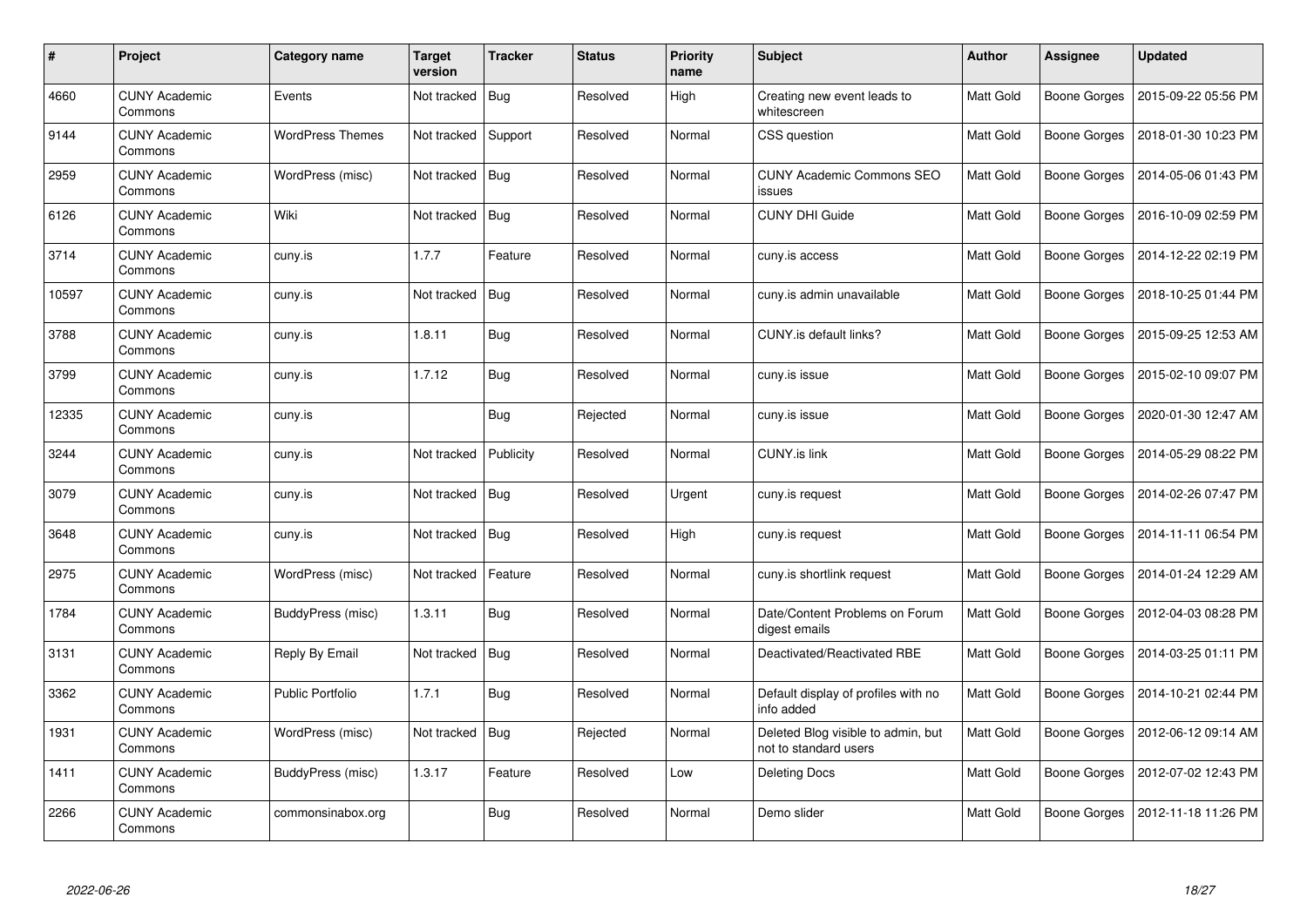| # | Project | Category name | Target version | Tracker | Status | Priority name | Subject | Author | Assignee | Updated |
|---|---|---|---|---|---|---|---|---|---|---|
| 4660 | CUNY Academic Commons | Events | Not tracked | Bug | Resolved | High | Creating new event leads to whitescreen | Matt Gold | Boone Gorges | 2015-09-22 05:56 PM |
| 9144 | CUNY Academic Commons | WordPress Themes | Not tracked | Support | Resolved | Normal | CSS question | Matt Gold | Boone Gorges | 2018-01-30 10:23 PM |
| 2959 | CUNY Academic Commons | WordPress (misc) | Not tracked | Bug | Resolved | Normal | CUNY Academic Commons SEO issues | Matt Gold | Boone Gorges | 2014-05-06 01:43 PM |
| 6126 | CUNY Academic Commons | Wiki | Not tracked | Bug | Resolved | Normal | CUNY DHI Guide | Matt Gold | Boone Gorges | 2016-10-09 02:59 PM |
| 3714 | CUNY Academic Commons | cuny.is | 1.7.7 | Feature | Resolved | Normal | cuny.is access | Matt Gold | Boone Gorges | 2014-12-22 02:19 PM |
| 10597 | CUNY Academic Commons | cuny.is | Not tracked | Bug | Resolved | Normal | cuny.is admin unavailable | Matt Gold | Boone Gorges | 2018-10-25 01:44 PM |
| 3788 | CUNY Academic Commons | cuny.is | 1.8.11 | Bug | Resolved | Normal | CUNY.is default links? | Matt Gold | Boone Gorges | 2015-09-25 12:53 AM |
| 3799 | CUNY Academic Commons | cuny.is | 1.7.12 | Bug | Resolved | Normal | cuny.is issue | Matt Gold | Boone Gorges | 2015-02-10 09:07 PM |
| 12335 | CUNY Academic Commons | cuny.is | | Bug | Rejected | Normal | cuny.is issue | Matt Gold | Boone Gorges | 2020-01-30 12:47 AM |
| 3244 | CUNY Academic Commons | cuny.is | Not tracked | Publicity | Resolved | Normal | CUNY.is link | Matt Gold | Boone Gorges | 2014-05-29 08:22 PM |
| 3079 | CUNY Academic Commons | cuny.is | Not tracked | Bug | Resolved | Urgent | cuny.is request | Matt Gold | Boone Gorges | 2014-02-26 07:47 PM |
| 3648 | CUNY Academic Commons | cuny.is | Not tracked | Bug | Resolved | High | cuny.is request | Matt Gold | Boone Gorges | 2014-11-11 06:54 PM |
| 2975 | CUNY Academic Commons | WordPress (misc) | Not tracked | Feature | Resolved | Normal | cuny.is shortlink request | Matt Gold | Boone Gorges | 2014-01-24 12:29 AM |
| 1784 | CUNY Academic Commons | BuddyPress (misc) | 1.3.11 | Bug | Resolved | Normal | Date/Content Problems on Forum digest emails | Matt Gold | Boone Gorges | 2012-04-03 08:28 PM |
| 3131 | CUNY Academic Commons | Reply By Email | Not tracked | Bug | Resolved | Normal | Deactivated/Reactivated RBE | Matt Gold | Boone Gorges | 2014-03-25 01:11 PM |
| 3362 | CUNY Academic Commons | Public Portfolio | 1.7.1 | Bug | Resolved | Normal | Default display of profiles with no info added | Matt Gold | Boone Gorges | 2014-10-21 02:44 PM |
| 1931 | CUNY Academic Commons | WordPress (misc) | Not tracked | Bug | Rejected | Normal | Deleted Blog visible to admin, but not to standard users | Matt Gold | Boone Gorges | 2012-06-12 09:14 AM |
| 1411 | CUNY Academic Commons | BuddyPress (misc) | 1.3.17 | Feature | Resolved | Low | Deleting Docs | Matt Gold | Boone Gorges | 2012-07-02 12:43 PM |
| 2266 | CUNY Academic Commons | commonsinabox.org | | Bug | Resolved | Normal | Demo slider | Matt Gold | Boone Gorges | 2012-11-18 11:26 PM |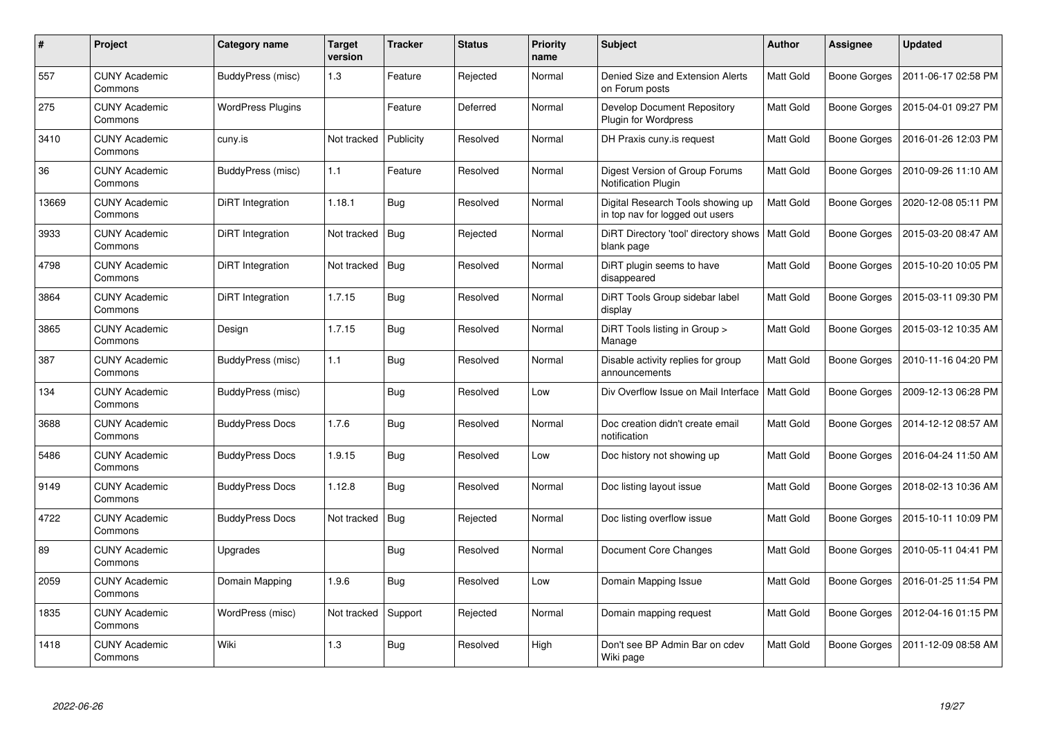| # | Project | Category name | Target version | Tracker | Status | Priority name | Subject | Author | Assignee | Updated |
|---|---|---|---|---|---|---|---|---|---|---|
| 557 | CUNY Academic Commons | BuddyPress (misc) | 1.3 | Feature | Rejected | Normal | Denied Size and Extension Alerts on Forum posts | Matt Gold | Boone Gorges | 2011-06-17 02:58 PM |
| 275 | CUNY Academic Commons | WordPress Plugins | | Feature | Deferred | Normal | Develop Document Repository Plugin for Wordpress | Matt Gold | Boone Gorges | 2015-04-01 09:27 PM |
| 3410 | CUNY Academic Commons | cuny.is | Not tracked | Publicity | Resolved | Normal | DH Praxis cuny.is request | Matt Gold | Boone Gorges | 2016-01-26 12:03 PM |
| 36 | CUNY Academic Commons | BuddyPress (misc) | 1.1 | Feature | Resolved | Normal | Digest Version of Group Forums Notification Plugin | Matt Gold | Boone Gorges | 2010-09-26 11:10 AM |
| 13669 | CUNY Academic Commons | DiRT Integration | 1.18.1 | Bug | Resolved | Normal | Digital Research Tools showing up in top nav for logged out users | Matt Gold | Boone Gorges | 2020-12-08 05:11 PM |
| 3933 | CUNY Academic Commons | DiRT Integration | Not tracked | Bug | Rejected | Normal | DiRT Directory 'tool' directory shows blank page | Matt Gold | Boone Gorges | 2015-03-20 08:47 AM |
| 4798 | CUNY Academic Commons | DiRT Integration | Not tracked | Bug | Resolved | Normal | DiRT plugin seems to have disappeared | Matt Gold | Boone Gorges | 2015-10-20 10:05 PM |
| 3864 | CUNY Academic Commons | DiRT Integration | 1.7.15 | Bug | Resolved | Normal | DiRT Tools Group sidebar label display | Matt Gold | Boone Gorges | 2015-03-11 09:30 PM |
| 3865 | CUNY Academic Commons | Design | 1.7.15 | Bug | Resolved | Normal | DiRT Tools listing in Group > Manage | Matt Gold | Boone Gorges | 2015-03-12 10:35 AM |
| 387 | CUNY Academic Commons | BuddyPress (misc) | 1.1 | Bug | Resolved | Normal | Disable activity replies for group announcements | Matt Gold | Boone Gorges | 2010-11-16 04:20 PM |
| 134 | CUNY Academic Commons | BuddyPress (misc) | | Bug | Resolved | Low | Div Overflow Issue on Mail Interface | Matt Gold | Boone Gorges | 2009-12-13 06:28 PM |
| 3688 | CUNY Academic Commons | BuddyPress Docs | 1.7.6 | Bug | Resolved | Normal | Doc creation didn't create email notification | Matt Gold | Boone Gorges | 2014-12-12 08:57 AM |
| 5486 | CUNY Academic Commons | BuddyPress Docs | 1.9.15 | Bug | Resolved | Low | Doc history not showing up | Matt Gold | Boone Gorges | 2016-04-24 11:50 AM |
| 9149 | CUNY Academic Commons | BuddyPress Docs | 1.12.8 | Bug | Resolved | Normal | Doc listing layout issue | Matt Gold | Boone Gorges | 2018-02-13 10:36 AM |
| 4722 | CUNY Academic Commons | BuddyPress Docs | Not tracked | Bug | Rejected | Normal | Doc listing overflow issue | Matt Gold | Boone Gorges | 2015-10-11 10:09 PM |
| 89 | CUNY Academic Commons | Upgrades | | Bug | Resolved | Normal | Document Core Changes | Matt Gold | Boone Gorges | 2010-05-11 04:41 PM |
| 2059 | CUNY Academic Commons | Domain Mapping | 1.9.6 | Bug | Resolved | Low | Domain Mapping Issue | Matt Gold | Boone Gorges | 2016-01-25 11:54 PM |
| 1835 | CUNY Academic Commons | WordPress (misc) | Not tracked | Support | Rejected | Normal | Domain mapping request | Matt Gold | Boone Gorges | 2012-04-16 01:15 PM |
| 1418 | CUNY Academic Commons | Wiki | 1.3 | Bug | Resolved | High | Don't see BP Admin Bar on cdev Wiki page | Matt Gold | Boone Gorges | 2011-12-09 08:58 AM |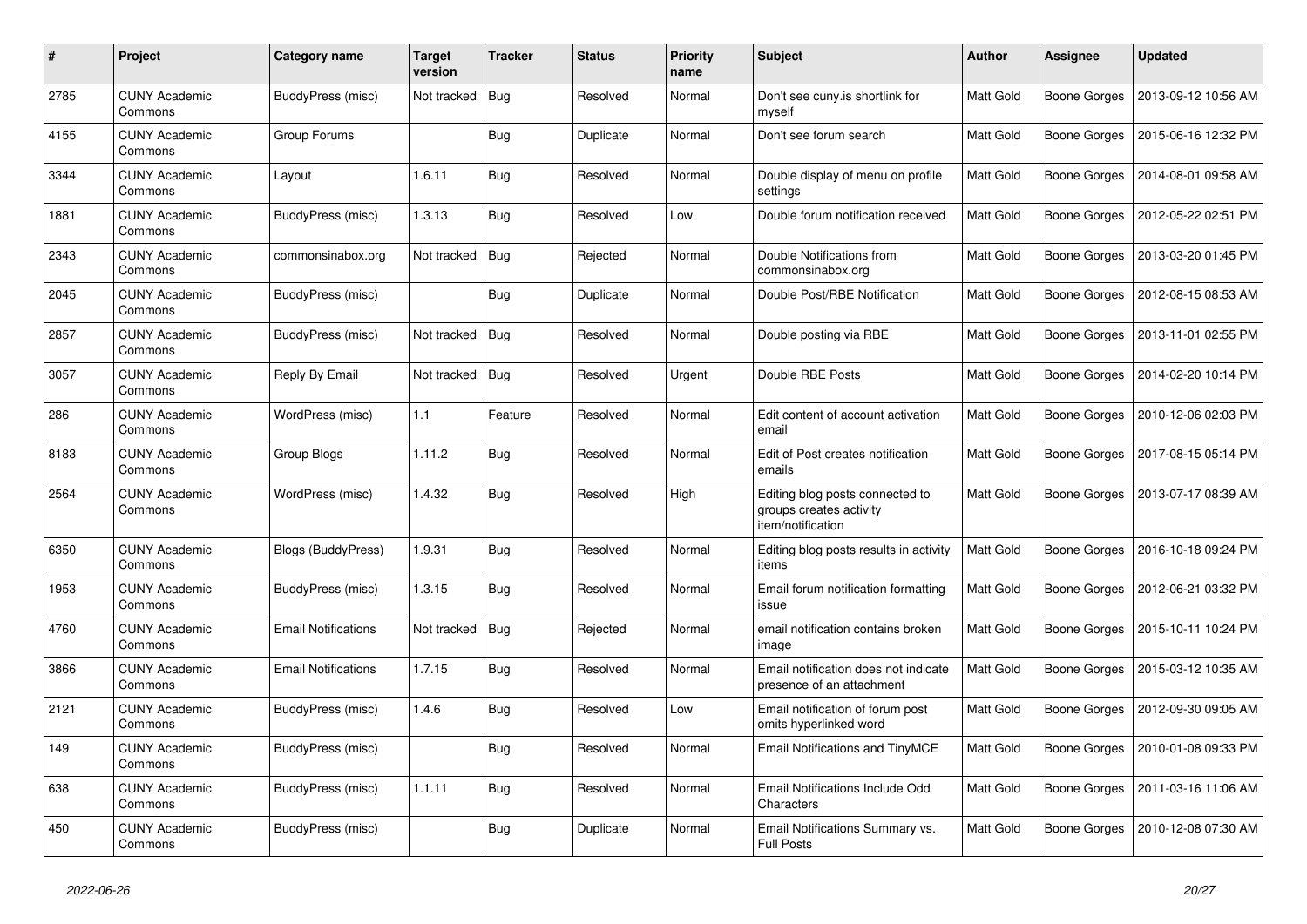| # | Project | Category name | Target version | Tracker | Status | Priority name | Subject | Author | Assignee | Updated |
|---|---|---|---|---|---|---|---|---|---|---|
| 2785 | CUNY Academic Commons | BuddyPress (misc) | Not tracked | Bug | Resolved | Normal | Don't see cuny.is shortlink for myself | Matt Gold | Boone Gorges | 2013-09-12 10:56 AM |
| 4155 | CUNY Academic Commons | Group Forums | | Bug | Duplicate | Normal | Don't see forum search | Matt Gold | Boone Gorges | 2015-06-16 12:32 PM |
| 3344 | CUNY Academic Commons | Layout | 1.6.11 | Bug | Resolved | Normal | Double display of menu on profile settings | Matt Gold | Boone Gorges | 2014-08-01 09:58 AM |
| 1881 | CUNY Academic Commons | BuddyPress (misc) | 1.3.13 | Bug | Resolved | Low | Double forum notification received | Matt Gold | Boone Gorges | 2012-05-22 02:51 PM |
| 2343 | CUNY Academic Commons | commonsinabox.org | Not tracked | Bug | Rejected | Normal | Double Notifications from commonsinabox.org | Matt Gold | Boone Gorges | 2013-03-20 01:45 PM |
| 2045 | CUNY Academic Commons | BuddyPress (misc) | | Bug | Duplicate | Normal | Double Post/RBE Notification | Matt Gold | Boone Gorges | 2012-08-15 08:53 AM |
| 2857 | CUNY Academic Commons | BuddyPress (misc) | Not tracked | Bug | Resolved | Normal | Double posting via RBE | Matt Gold | Boone Gorges | 2013-11-01 02:55 PM |
| 3057 | CUNY Academic Commons | Reply By Email | Not tracked | Bug | Resolved | Urgent | Double RBE Posts | Matt Gold | Boone Gorges | 2014-02-20 10:14 PM |
| 286 | CUNY Academic Commons | WordPress (misc) | 1.1 | Feature | Resolved | Normal | Edit content of account activation email | Matt Gold | Boone Gorges | 2010-12-06 02:03 PM |
| 8183 | CUNY Academic Commons | Group Blogs | 1.11.2 | Bug | Resolved | Normal | Edit of Post creates notification emails | Matt Gold | Boone Gorges | 2017-08-15 05:14 PM |
| 2564 | CUNY Academic Commons | WordPress (misc) | 1.4.32 | Bug | Resolved | High | Editing blog posts connected to groups creates activity item/notification | Matt Gold | Boone Gorges | 2013-07-17 08:39 AM |
| 6350 | CUNY Academic Commons | Blogs (BuddyPress) | 1.9.31 | Bug | Resolved | Normal | Editing blog posts results in activity items | Matt Gold | Boone Gorges | 2016-10-18 09:24 PM |
| 1953 | CUNY Academic Commons | BuddyPress (misc) | 1.3.15 | Bug | Resolved | Normal | Email forum notification formatting issue | Matt Gold | Boone Gorges | 2012-06-21 03:32 PM |
| 4760 | CUNY Academic Commons | Email Notifications | Not tracked | Bug | Rejected | Normal | email notification contains broken image | Matt Gold | Boone Gorges | 2015-10-11 10:24 PM |
| 3866 | CUNY Academic Commons | Email Notifications | 1.7.15 | Bug | Resolved | Normal | Email notification does not indicate presence of an attachment | Matt Gold | Boone Gorges | 2015-03-12 10:35 AM |
| 2121 | CUNY Academic Commons | BuddyPress (misc) | 1.4.6 | Bug | Resolved | Low | Email notification of forum post omits hyperlinked word | Matt Gold | Boone Gorges | 2012-09-30 09:05 AM |
| 149 | CUNY Academic Commons | BuddyPress (misc) | | Bug | Resolved | Normal | Email Notifications and TinyMCE | Matt Gold | Boone Gorges | 2010-01-08 09:33 PM |
| 638 | CUNY Academic Commons | BuddyPress (misc) | 1.1.11 | Bug | Resolved | Normal | Email Notifications Include Odd Characters | Matt Gold | Boone Gorges | 2011-03-16 11:06 AM |
| 450 | CUNY Academic Commons | BuddyPress (misc) | | Bug | Duplicate | Normal | Email Notifications Summary vs. Full Posts | Matt Gold | Boone Gorges | 2010-12-08 07:30 AM |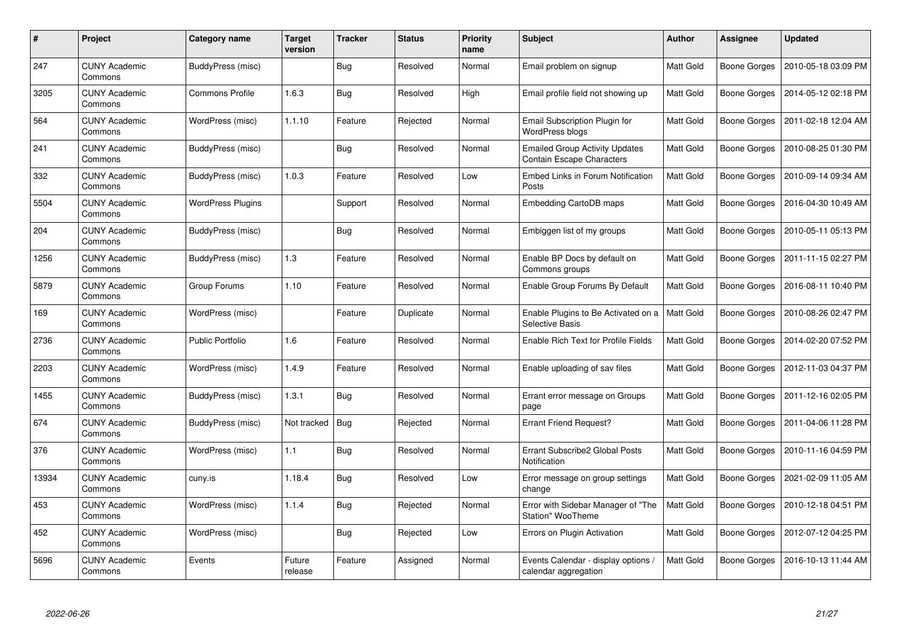| # | Project | Category name | Target version | Tracker | Status | Priority name | Subject | Author | Assignee | Updated |
|---|---|---|---|---|---|---|---|---|---|---|
| 247 | CUNY Academic Commons | BuddyPress (misc) | | Bug | Resolved | Normal | Email problem on signup | Matt Gold | Boone Gorges | 2010-05-18 03:09 PM |
| 3205 | CUNY Academic Commons | Commons Profile | 1.6.3 | Bug | Resolved | High | Email profile field not showing up | Matt Gold | Boone Gorges | 2014-05-12 02:18 PM |
| 564 | CUNY Academic Commons | WordPress (misc) | 1.1.10 | Feature | Rejected | Normal | Email Subscription Plugin for WordPress blogs | Matt Gold | Boone Gorges | 2011-02-18 12:04 AM |
| 241 | CUNY Academic Commons | BuddyPress (misc) | | Bug | Resolved | Normal | Emailed Group Activity Updates Contain Escape Characters | Matt Gold | Boone Gorges | 2010-08-25 01:30 PM |
| 332 | CUNY Academic Commons | BuddyPress (misc) | 1.0.3 | Feature | Resolved | Low | Embed Links in Forum Notification Posts | Matt Gold | Boone Gorges | 2010-09-14 09:34 AM |
| 5504 | CUNY Academic Commons | WordPress Plugins | | Support | Resolved | Normal | Embedding CartoDB maps | Matt Gold | Boone Gorges | 2016-04-30 10:49 AM |
| 204 | CUNY Academic Commons | BuddyPress (misc) | | Bug | Resolved | Normal | Embiggen list of my groups | Matt Gold | Boone Gorges | 2010-05-11 05:13 PM |
| 1256 | CUNY Academic Commons | BuddyPress (misc) | 1.3 | Feature | Resolved | Normal | Enable BP Docs by default on Commons groups | Matt Gold | Boone Gorges | 2011-11-15 02:27 PM |
| 5879 | CUNY Academic Commons | Group Forums | 1.10 | Feature | Resolved | Normal | Enable Group Forums By Default | Matt Gold | Boone Gorges | 2016-08-11 10:40 PM |
| 169 | CUNY Academic Commons | WordPress (misc) | | Feature | Duplicate | Normal | Enable Plugins to Be Activated on a Selective Basis | Matt Gold | Boone Gorges | 2010-08-26 02:47 PM |
| 2736 | CUNY Academic Commons | Public Portfolio | 1.6 | Feature | Resolved | Normal | Enable Rich Text for Profile Fields | Matt Gold | Boone Gorges | 2014-02-20 07:52 PM |
| 2203 | CUNY Academic Commons | WordPress (misc) | 1.4.9 | Feature | Resolved | Normal | Enable uploading of sav files | Matt Gold | Boone Gorges | 2012-11-03 04:37 PM |
| 1455 | CUNY Academic Commons | BuddyPress (misc) | 1.3.1 | Bug | Resolved | Normal | Errant error message on Groups page | Matt Gold | Boone Gorges | 2011-12-16 02:05 PM |
| 674 | CUNY Academic Commons | BuddyPress (misc) | Not tracked | Bug | Rejected | Normal | Errant Friend Request? | Matt Gold | Boone Gorges | 2011-04-06 11:28 PM |
| 376 | CUNY Academic Commons | WordPress (misc) | 1.1 | Bug | Resolved | Normal | Errant Subscribe2 Global Posts Notification | Matt Gold | Boone Gorges | 2010-11-16 04:59 PM |
| 13934 | CUNY Academic Commons | cuny.is | 1.18.4 | Bug | Resolved | Low | Error message on group settings change | Matt Gold | Boone Gorges | 2021-02-09 11:05 AM |
| 453 | CUNY Academic Commons | WordPress (misc) | 1.1.4 | Bug | Rejected | Normal | Error with Sidebar Manager of "The Station" WooTheme | Matt Gold | Boone Gorges | 2010-12-18 04:51 PM |
| 452 | CUNY Academic Commons | WordPress (misc) | | Bug | Rejected | Low | Errors on Plugin Activation | Matt Gold | Boone Gorges | 2012-07-12 04:25 PM |
| 5696 | CUNY Academic Commons | Events | Future release | Feature | Assigned | Normal | Events Calendar - display options / calendar aggregation | Matt Gold | Boone Gorges | 2016-10-13 11:44 AM |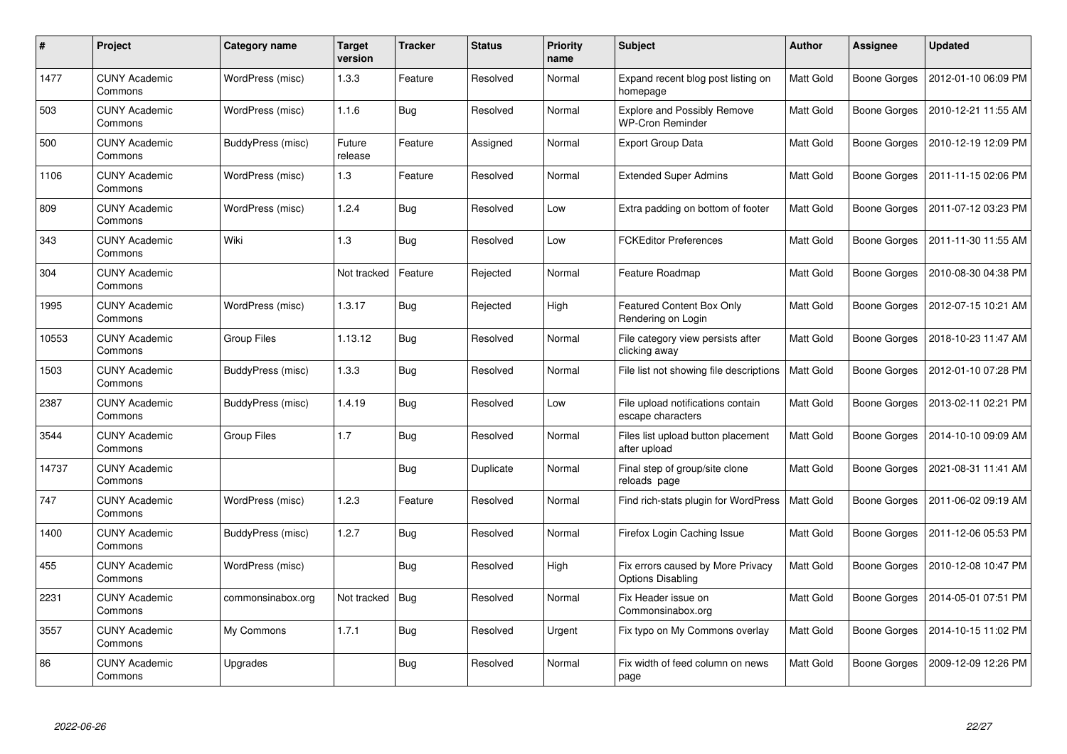| # | Project | Category name | Target version | Tracker | Status | Priority name | Subject | Author | Assignee | Updated |
|---|---|---|---|---|---|---|---|---|---|---|
| 1477 | CUNY Academic Commons | WordPress (misc) | 1.3.3 | Feature | Resolved | Normal | Expand recent blog post listing on homepage | Matt Gold | Boone Gorges | 2012-01-10 06:09 PM |
| 503 | CUNY Academic Commons | WordPress (misc) | 1.1.6 | Bug | Resolved | Normal | Explore and Possibly Remove WP-Cron Reminder | Matt Gold | Boone Gorges | 2010-12-21 11:55 AM |
| 500 | CUNY Academic Commons | BuddyPress (misc) | Future release | Feature | Assigned | Normal | Export Group Data | Matt Gold | Boone Gorges | 2010-12-19 12:09 PM |
| 1106 | CUNY Academic Commons | WordPress (misc) | 1.3 | Feature | Resolved | Normal | Extended Super Admins | Matt Gold | Boone Gorges | 2011-11-15 02:06 PM |
| 809 | CUNY Academic Commons | WordPress (misc) | 1.2.4 | Bug | Resolved | Low | Extra padding on bottom of footer | Matt Gold | Boone Gorges | 2011-07-12 03:23 PM |
| 343 | CUNY Academic Commons | Wiki | 1.3 | Bug | Resolved | Low | FCKEditor Preferences | Matt Gold | Boone Gorges | 2011-11-30 11:55 AM |
| 304 | CUNY Academic Commons | | Not tracked | Feature | Rejected | Normal | Feature Roadmap | Matt Gold | Boone Gorges | 2010-08-30 04:38 PM |
| 1995 | CUNY Academic Commons | WordPress (misc) | 1.3.17 | Bug | Rejected | High | Featured Content Box Only Rendering on Login | Matt Gold | Boone Gorges | 2012-07-15 10:21 AM |
| 10553 | CUNY Academic Commons | Group Files | 1.13.12 | Bug | Resolved | Normal | File category view persists after clicking away | Matt Gold | Boone Gorges | 2018-10-23 11:47 AM |
| 1503 | CUNY Academic Commons | BuddyPress (misc) | 1.3.3 | Bug | Resolved | Normal | File list not showing file descriptions | Matt Gold | Boone Gorges | 2012-01-10 07:28 PM |
| 2387 | CUNY Academic Commons | BuddyPress (misc) | 1.4.19 | Bug | Resolved | Low | File upload notifications contain escape characters | Matt Gold | Boone Gorges | 2013-02-11 02:21 PM |
| 3544 | CUNY Academic Commons | Group Files | 1.7 | Bug | Resolved | Normal | Files list upload button placement after upload | Matt Gold | Boone Gorges | 2014-10-10 09:09 AM |
| 14737 | CUNY Academic Commons | | | Bug | Duplicate | Normal | Final step of group/site clone reloads page | Matt Gold | Boone Gorges | 2021-08-31 11:41 AM |
| 747 | CUNY Academic Commons | WordPress (misc) | 1.2.3 | Feature | Resolved | Normal | Find rich-stats plugin for WordPress | Matt Gold | Boone Gorges | 2011-06-02 09:19 AM |
| 1400 | CUNY Academic Commons | BuddyPress (misc) | 1.2.7 | Bug | Resolved | Normal | Firefox Login Caching Issue | Matt Gold | Boone Gorges | 2011-12-06 05:53 PM |
| 455 | CUNY Academic Commons | WordPress (misc) | | Bug | Resolved | High | Fix errors caused by More Privacy Options Disabling | Matt Gold | Boone Gorges | 2010-12-08 10:47 PM |
| 2231 | CUNY Academic Commons | commonsinabox.org | Not tracked | Bug | Resolved | Normal | Fix Header issue on Commonsinabox.org | Matt Gold | Boone Gorges | 2014-05-01 07:51 PM |
| 3557 | CUNY Academic Commons | My Commons | 1.7.1 | Bug | Resolved | Urgent | Fix typo on My Commons overlay | Matt Gold | Boone Gorges | 2014-10-15 11:02 PM |
| 86 | CUNY Academic Commons | Upgrades | | Bug | Resolved | Normal | Fix width of feed column on news page | Matt Gold | Boone Gorges | 2009-12-09 12:26 PM |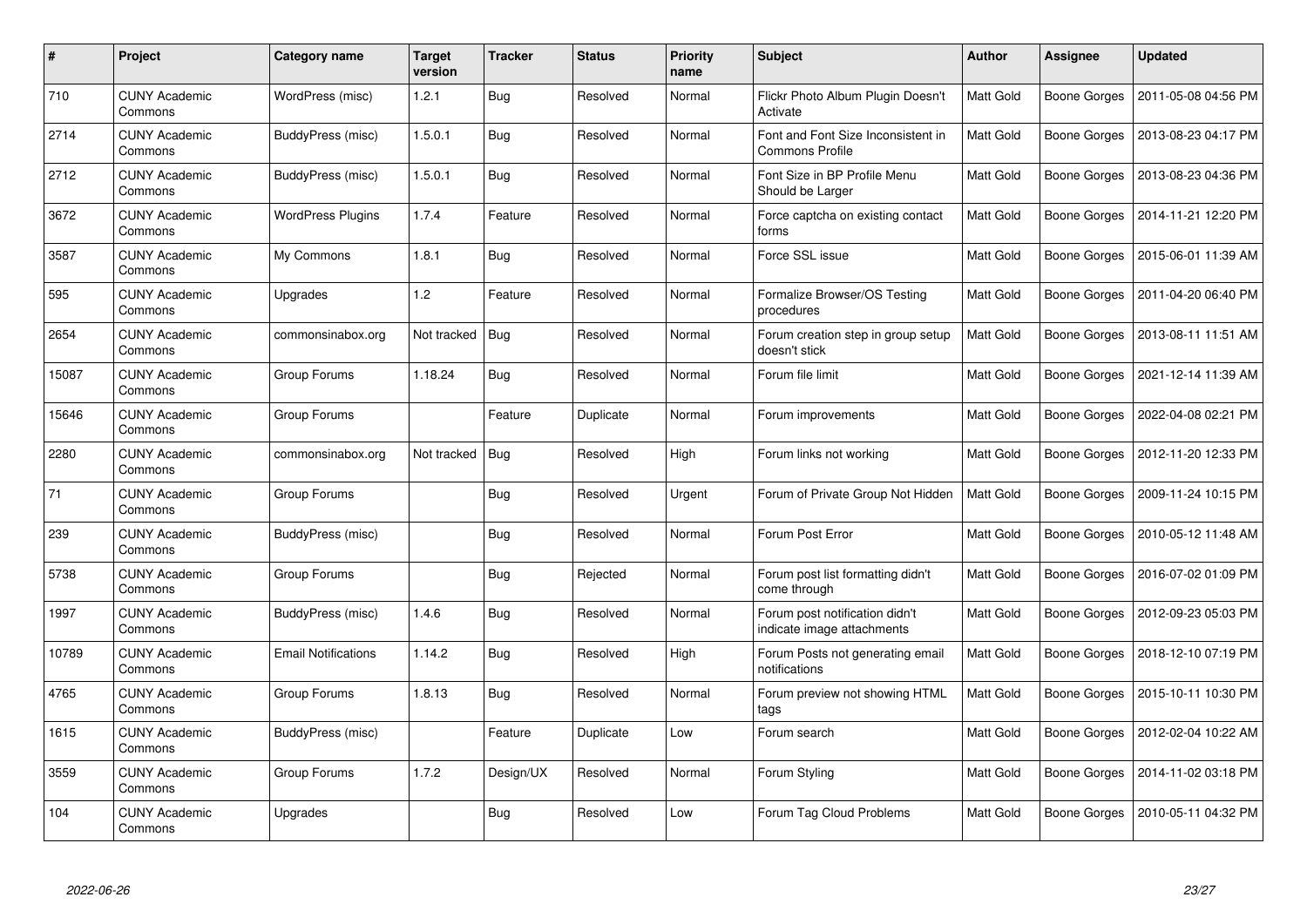| # | Project | Category name | Target version | Tracker | Status | Priority name | Subject | Author | Assignee | Updated |
|---|---|---|---|---|---|---|---|---|---|---|
| 710 | CUNY Academic Commons | WordPress (misc) | 1.2.1 | Bug | Resolved | Normal | Flickr Photo Album Plugin Doesn't Activate | Matt Gold | Boone Gorges | 2011-05-08 04:56 PM |
| 2714 | CUNY Academic Commons | BuddyPress (misc) | 1.5.0.1 | Bug | Resolved | Normal | Font and Font Size Inconsistent in Commons Profile | Matt Gold | Boone Gorges | 2013-08-23 04:17 PM |
| 2712 | CUNY Academic Commons | BuddyPress (misc) | 1.5.0.1 | Bug | Resolved | Normal | Font Size in BP Profile Menu Should be Larger | Matt Gold | Boone Gorges | 2013-08-23 04:36 PM |
| 3672 | CUNY Academic Commons | WordPress Plugins | 1.7.4 | Feature | Resolved | Normal | Force captcha on existing contact forms | Matt Gold | Boone Gorges | 2014-11-21 12:20 PM |
| 3587 | CUNY Academic Commons | My Commons | 1.8.1 | Bug | Resolved | Normal | Force SSL issue | Matt Gold | Boone Gorges | 2015-06-01 11:39 AM |
| 595 | CUNY Academic Commons | Upgrades | 1.2 | Feature | Resolved | Normal | Formalize Browser/OS Testing procedures | Matt Gold | Boone Gorges | 2011-04-20 06:40 PM |
| 2654 | CUNY Academic Commons | commonsinabox.org | Not tracked | Bug | Resolved | Normal | Forum creation step in group setup doesn't stick | Matt Gold | Boone Gorges | 2013-08-11 11:51 AM |
| 15087 | CUNY Academic Commons | Group Forums | 1.18.24 | Bug | Resolved | Normal | Forum file limit | Matt Gold | Boone Gorges | 2021-12-14 11:39 AM |
| 15646 | CUNY Academic Commons | Group Forums | | Feature | Duplicate | Normal | Forum improvements | Matt Gold | Boone Gorges | 2022-04-08 02:21 PM |
| 2280 | CUNY Academic Commons | commonsinabox.org | Not tracked | Bug | Resolved | High | Forum links not working | Matt Gold | Boone Gorges | 2012-11-20 12:33 PM |
| 71 | CUNY Academic Commons | Group Forums | | Bug | Resolved | Urgent | Forum of Private Group Not Hidden | Matt Gold | Boone Gorges | 2009-11-24 10:15 PM |
| 239 | CUNY Academic Commons | BuddyPress (misc) | | Bug | Resolved | Normal | Forum Post Error | Matt Gold | Boone Gorges | 2010-05-12 11:48 AM |
| 5738 | CUNY Academic Commons | Group Forums | | Bug | Rejected | Normal | Forum post list formatting didn't come through | Matt Gold | Boone Gorges | 2016-07-02 01:09 PM |
| 1997 | CUNY Academic Commons | BuddyPress (misc) | 1.4.6 | Bug | Resolved | Normal | Forum post notification didn't indicate image attachments | Matt Gold | Boone Gorges | 2012-09-23 05:03 PM |
| 10789 | CUNY Academic Commons | Email Notifications | 1.14.2 | Bug | Resolved | High | Forum Posts not generating email notifications | Matt Gold | Boone Gorges | 2018-12-10 07:19 PM |
| 4765 | CUNY Academic Commons | Group Forums | 1.8.13 | Bug | Resolved | Normal | Forum preview not showing HTML tags | Matt Gold | Boone Gorges | 2015-10-11 10:30 PM |
| 1615 | CUNY Academic Commons | BuddyPress (misc) | | Feature | Duplicate | Low | Forum search | Matt Gold | Boone Gorges | 2012-02-04 10:22 AM |
| 3559 | CUNY Academic Commons | Group Forums | 1.7.2 | Design/UX | Resolved | Normal | Forum Styling | Matt Gold | Boone Gorges | 2014-11-02 03:18 PM |
| 104 | CUNY Academic Commons | Upgrades | | Bug | Resolved | Low | Forum Tag Cloud Problems | Matt Gold | Boone Gorges | 2010-05-11 04:32 PM |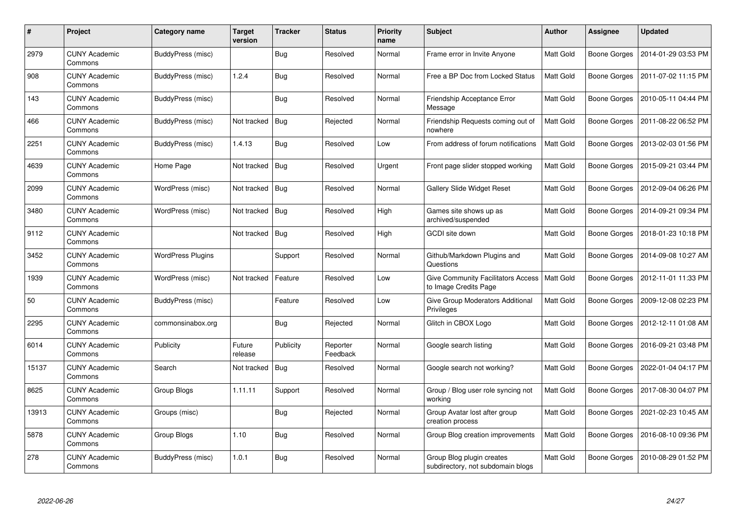| # | Project | Category name | Target version | Tracker | Status | Priority name | Subject | Author | Assignee | Updated |
|---|---|---|---|---|---|---|---|---|---|---|
| 2979 | CUNY Academic Commons | BuddyPress (misc) | | Bug | Resolved | Normal | Frame error in Invite Anyone | Matt Gold | Boone Gorges | 2014-01-29 03:53 PM |
| 908 | CUNY Academic Commons | BuddyPress (misc) | 1.2.4 | Bug | Resolved | Normal | Free a BP Doc from Locked Status | Matt Gold | Boone Gorges | 2011-07-02 11:15 PM |
| 143 | CUNY Academic Commons | BuddyPress (misc) | | Bug | Resolved | Normal | Friendship Acceptance Error Message | Matt Gold | Boone Gorges | 2010-05-11 04:44 PM |
| 466 | CUNY Academic Commons | BuddyPress (misc) | Not tracked | Bug | Rejected | Normal | Friendship Requests coming out of nowhere | Matt Gold | Boone Gorges | 2011-08-22 06:52 PM |
| 2251 | CUNY Academic Commons | BuddyPress (misc) | 1.4.13 | Bug | Resolved | Low | From address of forum notifications | Matt Gold | Boone Gorges | 2013-02-03 01:56 PM |
| 4639 | CUNY Academic Commons | Home Page | Not tracked | Bug | Resolved | Urgent | Front page slider stopped working | Matt Gold | Boone Gorges | 2015-09-21 03:44 PM |
| 2099 | CUNY Academic Commons | WordPress (misc) | Not tracked | Bug | Resolved | Normal | Gallery Slide Widget Reset | Matt Gold | Boone Gorges | 2012-09-04 06:26 PM |
| 3480 | CUNY Academic Commons | WordPress (misc) | Not tracked | Bug | Resolved | High | Games site shows up as archived/suspended | Matt Gold | Boone Gorges | 2014-09-21 09:34 PM |
| 9112 | CUNY Academic Commons | | Not tracked | Bug | Resolved | High | GCDI site down | Matt Gold | Boone Gorges | 2018-01-23 10:18 PM |
| 3452 | CUNY Academic Commons | WordPress Plugins | | Support | Resolved | Normal | Github/Markdown Plugins and Questions | Matt Gold | Boone Gorges | 2014-09-08 10:27 AM |
| 1939 | CUNY Academic Commons | WordPress (misc) | Not tracked | Feature | Resolved | Low | Give Community Facilitators Access to Image Credits Page | Matt Gold | Boone Gorges | 2012-11-01 11:33 PM |
| 50 | CUNY Academic Commons | BuddyPress (misc) | | Feature | Resolved | Low | Give Group Moderators Additional Privileges | Matt Gold | Boone Gorges | 2009-12-08 02:23 PM |
| 2295 | CUNY Academic Commons | commonsinabox.org | | Bug | Rejected | Normal | Glitch in CBOX Logo | Matt Gold | Boone Gorges | 2012-12-11 01:08 AM |
| 6014 | CUNY Academic Commons | Publicity | Future release | Publicity | Reporter Feedback | Normal | Google search listing | Matt Gold | Boone Gorges | 2016-09-21 03:48 PM |
| 15137 | CUNY Academic Commons | Search | Not tracked | Bug | Resolved | Normal | Google search not working? | Matt Gold | Boone Gorges | 2022-01-04 04:17 PM |
| 8625 | CUNY Academic Commons | Group Blogs | 1.11.11 | Support | Resolved | Normal | Group / Blog user role syncing not working | Matt Gold | Boone Gorges | 2017-08-30 04:07 PM |
| 13913 | CUNY Academic Commons | Groups (misc) | | Bug | Rejected | Normal | Group Avatar lost after group creation process | Matt Gold | Boone Gorges | 2021-02-23 10:45 AM |
| 5878 | CUNY Academic Commons | Group Blogs | 1.10 | Bug | Resolved | Normal | Group Blog creation improvements | Matt Gold | Boone Gorges | 2016-08-10 09:36 PM |
| 278 | CUNY Academic Commons | BuddyPress (misc) | 1.0.1 | Bug | Resolved | Normal | Group Blog plugin creates subdirectory, not subdomain blogs | Matt Gold | Boone Gorges | 2010-08-29 01:52 PM |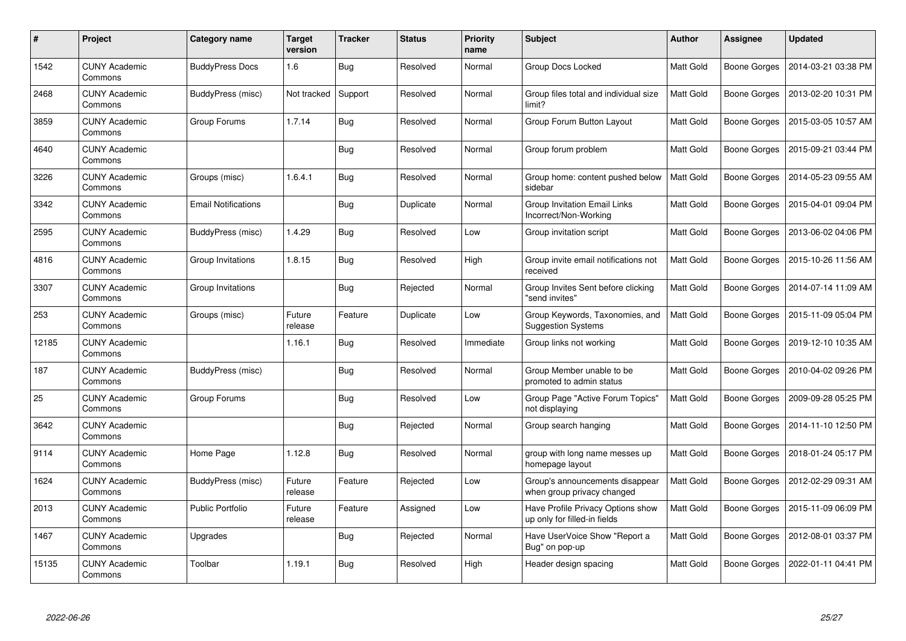| # | Project | Category name | Target version | Tracker | Status | Priority name | Subject | Author | Assignee | Updated |
|---|---|---|---|---|---|---|---|---|---|---|
| 1542 | CUNY Academic Commons | BuddyPress Docs | 1.6 | Bug | Resolved | Normal | Group Docs Locked | Matt Gold | Boone Gorges | 2014-03-21 03:38 PM |
| 2468 | CUNY Academic Commons | BuddyPress (misc) | Not tracked | Support | Resolved | Normal | Group files total and individual size limit? | Matt Gold | Boone Gorges | 2013-02-20 10:31 PM |
| 3859 | CUNY Academic Commons | Group Forums | 1.7.14 | Bug | Resolved | Normal | Group Forum Button Layout | Matt Gold | Boone Gorges | 2015-03-05 10:57 AM |
| 4640 | CUNY Academic Commons | | | Bug | Resolved | Normal | Group forum problem | Matt Gold | Boone Gorges | 2015-09-21 03:44 PM |
| 3226 | CUNY Academic Commons | Groups (misc) | 1.6.4.1 | Bug | Resolved | Normal | Group home: content pushed below sidebar | Matt Gold | Boone Gorges | 2014-05-23 09:55 AM |
| 3342 | CUNY Academic Commons | Email Notifications | | Bug | Duplicate | Normal | Group Invitation Email Links Incorrect/Non-Working | Matt Gold | Boone Gorges | 2015-04-01 09:04 PM |
| 2595 | CUNY Academic Commons | BuddyPress (misc) | 1.4.29 | Bug | Resolved | Low | Group invitation script | Matt Gold | Boone Gorges | 2013-06-02 04:06 PM |
| 4816 | CUNY Academic Commons | Group Invitations | 1.8.15 | Bug | Resolved | High | Group invite email notifications not received | Matt Gold | Boone Gorges | 2015-10-26 11:56 AM |
| 3307 | CUNY Academic Commons | Group Invitations | | Bug | Rejected | Normal | Group Invites Sent before clicking "send invites" | Matt Gold | Boone Gorges | 2014-07-14 11:09 AM |
| 253 | CUNY Academic Commons | Groups (misc) | Future release | Feature | Duplicate | Low | Group Keywords, Taxonomies, and Suggestion Systems | Matt Gold | Boone Gorges | 2015-11-09 05:04 PM |
| 12185 | CUNY Academic Commons | | 1.16.1 | Bug | Resolved | Immediate | Group links not working | Matt Gold | Boone Gorges | 2019-12-10 10:35 AM |
| 187 | CUNY Academic Commons | BuddyPress (misc) | | Bug | Resolved | Normal | Group Member unable to be promoted to admin status | Matt Gold | Boone Gorges | 2010-04-02 09:26 PM |
| 25 | CUNY Academic Commons | Group Forums | | Bug | Resolved | Low | Group Page "Active Forum Topics" not displaying | Matt Gold | Boone Gorges | 2009-09-28 05:25 PM |
| 3642 | CUNY Academic Commons | | | Bug | Rejected | Normal | Group search hanging | Matt Gold | Boone Gorges | 2014-11-10 12:50 PM |
| 9114 | CUNY Academic Commons | Home Page | 1.12.8 | Bug | Resolved | Normal | group with long name messes up homepage layout | Matt Gold | Boone Gorges | 2018-01-24 05:17 PM |
| 1624 | CUNY Academic Commons | BuddyPress (misc) | Future release | Feature | Rejected | Low | Group's announcements disappear when group privacy changed | Matt Gold | Boone Gorges | 2012-02-29 09:31 AM |
| 2013 | CUNY Academic Commons | Public Portfolio | Future release | Feature | Assigned | Low | Have Profile Privacy Options show up only for filled-in fields | Matt Gold | Boone Gorges | 2015-11-09 06:09 PM |
| 1467 | CUNY Academic Commons | Upgrades | | Bug | Rejected | Normal | Have UserVoice Show "Report a Bug" on pop-up | Matt Gold | Boone Gorges | 2012-08-01 03:37 PM |
| 15135 | CUNY Academic Commons | Toolbar | 1.19.1 | Bug | Resolved | High | Header design spacing | Matt Gold | Boone Gorges | 2022-01-11 04:41 PM |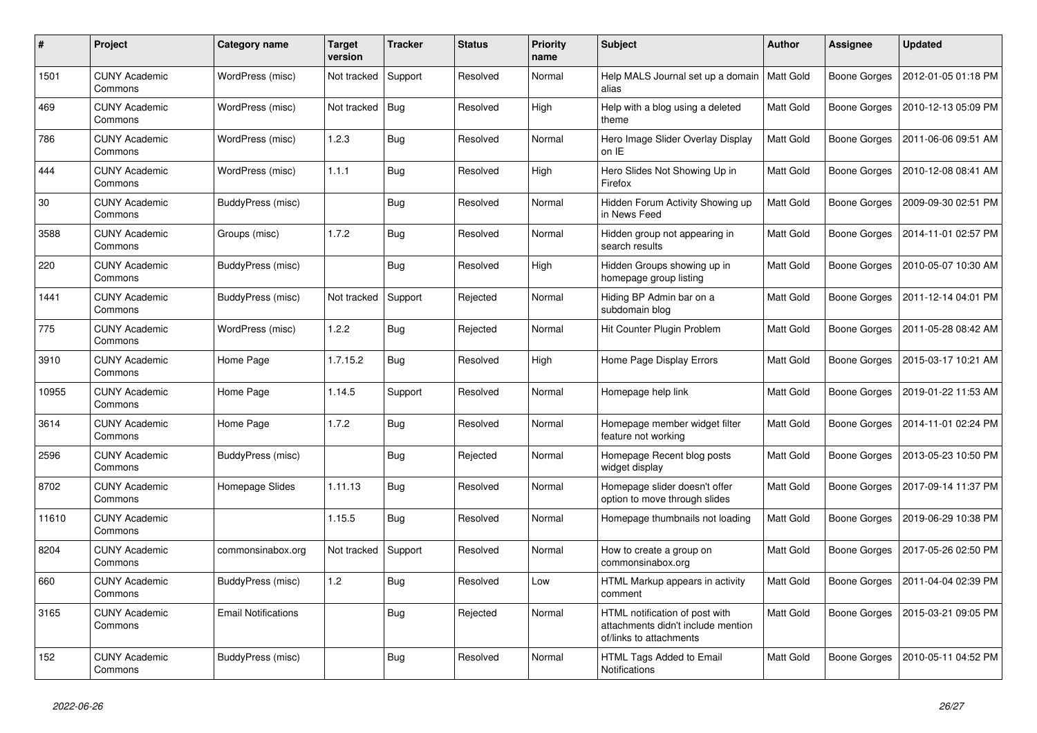| # | Project | Category name | Target version | Tracker | Status | Priority name | Subject | Author | Assignee | Updated |
|---|---|---|---|---|---|---|---|---|---|---|
| 1501 | CUNY Academic Commons | WordPress (misc) | Not tracked | Support | Resolved | Normal | Help MALS Journal set up a domain alias | Matt Gold | Boone Gorges | 2012-01-05 01:18 PM |
| 469 | CUNY Academic Commons | WordPress (misc) | Not tracked | Bug | Resolved | High | Help with a blog using a deleted theme | Matt Gold | Boone Gorges | 2010-12-13 05:09 PM |
| 786 | CUNY Academic Commons | WordPress (misc) | 1.2.3 | Bug | Resolved | Normal | Hero Image Slider Overlay Display on IE | Matt Gold | Boone Gorges | 2011-06-06 09:51 AM |
| 444 | CUNY Academic Commons | WordPress (misc) | 1.1.1 | Bug | Resolved | High | Hero Slides Not Showing Up in Firefox | Matt Gold | Boone Gorges | 2010-12-08 08:41 AM |
| 30 | CUNY Academic Commons | BuddyPress (misc) | | Bug | Resolved | Normal | Hidden Forum Activity Showing up in News Feed | Matt Gold | Boone Gorges | 2009-09-30 02:51 PM |
| 3588 | CUNY Academic Commons | Groups (misc) | 1.7.2 | Bug | Resolved | Normal | Hidden group not appearing in search results | Matt Gold | Boone Gorges | 2014-11-01 02:57 PM |
| 220 | CUNY Academic Commons | BuddyPress (misc) | | Bug | Resolved | High | Hidden Groups showing up in homepage group listing | Matt Gold | Boone Gorges | 2010-05-07 10:30 AM |
| 1441 | CUNY Academic Commons | BuddyPress (misc) | Not tracked | Support | Rejected | Normal | Hiding BP Admin bar on a subdomain blog | Matt Gold | Boone Gorges | 2011-12-14 04:01 PM |
| 775 | CUNY Academic Commons | WordPress (misc) | 1.2.2 | Bug | Rejected | Normal | Hit Counter Plugin Problem | Matt Gold | Boone Gorges | 2011-05-28 08:42 AM |
| 3910 | CUNY Academic Commons | Home Page | 1.7.15.2 | Bug | Resolved | High | Home Page Display Errors | Matt Gold | Boone Gorges | 2015-03-17 10:21 AM |
| 10955 | CUNY Academic Commons | Home Page | 1.14.5 | Support | Resolved | Normal | Homepage help link | Matt Gold | Boone Gorges | 2019-01-22 11:53 AM |
| 3614 | CUNY Academic Commons | Home Page | 1.7.2 | Bug | Resolved | Normal | Homepage member widget filter feature not working | Matt Gold | Boone Gorges | 2014-11-01 02:24 PM |
| 2596 | CUNY Academic Commons | BuddyPress (misc) | | Bug | Rejected | Normal | Homepage Recent blog posts widget display | Matt Gold | Boone Gorges | 2013-05-23 10:50 PM |
| 8702 | CUNY Academic Commons | Homepage Slides | 1.11.13 | Bug | Resolved | Normal | Homepage slider doesn't offer option to move through slides | Matt Gold | Boone Gorges | 2017-09-14 11:37 PM |
| 11610 | CUNY Academic Commons | | 1.15.5 | Bug | Resolved | Normal | Homepage thumbnails not loading | Matt Gold | Boone Gorges | 2019-06-29 10:38 PM |
| 8204 | CUNY Academic Commons | commonsinabox.org | Not tracked | Support | Resolved | Normal | How to create a group on commonsinabox.org | Matt Gold | Boone Gorges | 2017-05-26 02:50 PM |
| 660 | CUNY Academic Commons | BuddyPress (misc) | 1.2 | Bug | Resolved | Low | HTML Markup appears in activity comment | Matt Gold | Boone Gorges | 2011-04-04 02:39 PM |
| 3165 | CUNY Academic Commons | Email Notifications | | Bug | Rejected | Normal | HTML notification of post with attachments didn't include mention of/links to attachments | Matt Gold | Boone Gorges | 2015-03-21 09:05 PM |
| 152 | CUNY Academic Commons | BuddyPress (misc) | | Bug | Resolved | Normal | HTML Tags Added to Email Notifications | Matt Gold | Boone Gorges | 2010-05-11 04:52 PM |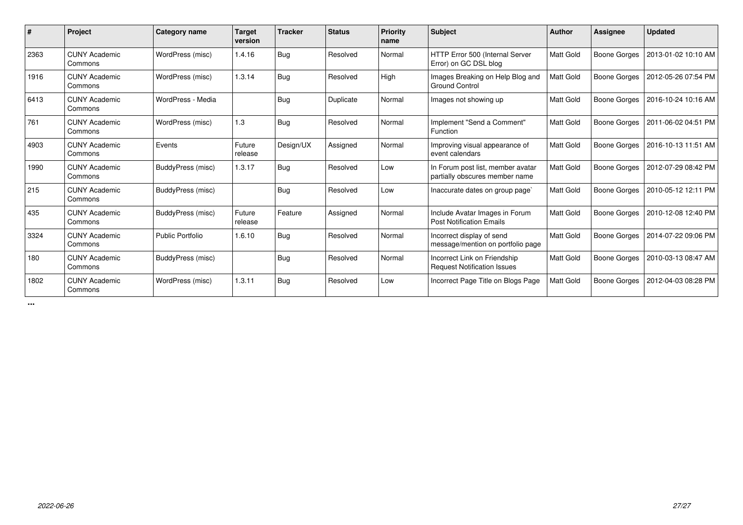| # | Project | Category name | Target version | Tracker | Status | Priority name | Subject | Author | Assignee | Updated |
|---|---|---|---|---|---|---|---|---|---|---|
| 2363 | CUNY Academic Commons | WordPress (misc) | 1.4.16 | Bug | Resolved | Normal | HTTP Error 500 (Internal Server Error) on GC DSL blog | Matt Gold | Boone Gorges | 2013-01-02 10:10 AM |
| 1916 | CUNY Academic Commons | WordPress (misc) | 1.3.14 | Bug | Resolved | High | Images Breaking on Help Blog and Ground Control | Matt Gold | Boone Gorges | 2012-05-26 07:54 PM |
| 6413 | CUNY Academic Commons | WordPress - Media | | Bug | Duplicate | Normal | Images not showing up | Matt Gold | Boone Gorges | 2016-10-24 10:16 AM |
| 761 | CUNY Academic Commons | WordPress (misc) | 1.3 | Bug | Resolved | Normal | Implement "Send a Comment" Function | Matt Gold | Boone Gorges | 2011-06-02 04:51 PM |
| 4903 | CUNY Academic Commons | Events | Future release | Design/UX | Assigned | Normal | Improving visual appearance of event calendars | Matt Gold | Boone Gorges | 2016-10-13 11:51 AM |
| 1990 | CUNY Academic Commons | BuddyPress (misc) | 1.3.17 | Bug | Resolved | Low | In Forum post list, member avatar partially obscures member name | Matt Gold | Boone Gorges | 2012-07-29 08:42 PM |
| 215 | CUNY Academic Commons | BuddyPress (misc) | | Bug | Resolved | Low | Inaccurate dates on group page` | Matt Gold | Boone Gorges | 2010-05-12 12:11 PM |
| 435 | CUNY Academic Commons | BuddyPress (misc) | Future release | Feature | Assigned | Normal | Include Avatar Images in Forum Post Notification Emails | Matt Gold | Boone Gorges | 2010-12-08 12:40 PM |
| 3324 | CUNY Academic Commons | Public Portfolio | 1.6.10 | Bug | Resolved | Normal | Incorrect display of send message/mention on portfolio page | Matt Gold | Boone Gorges | 2014-07-22 09:06 PM |
| 180 | CUNY Academic Commons | BuddyPress (misc) | | Bug | Resolved | Normal | Incorrect Link on Friendship Request Notification Issues | Matt Gold | Boone Gorges | 2010-03-13 08:47 AM |
| 1802 | CUNY Academic Commons | WordPress (misc) | 1.3.11 | Bug | Resolved | Low | Incorrect Page Title on Blogs Page | Matt Gold | Boone Gorges | 2012-04-03 08:28 PM |

...